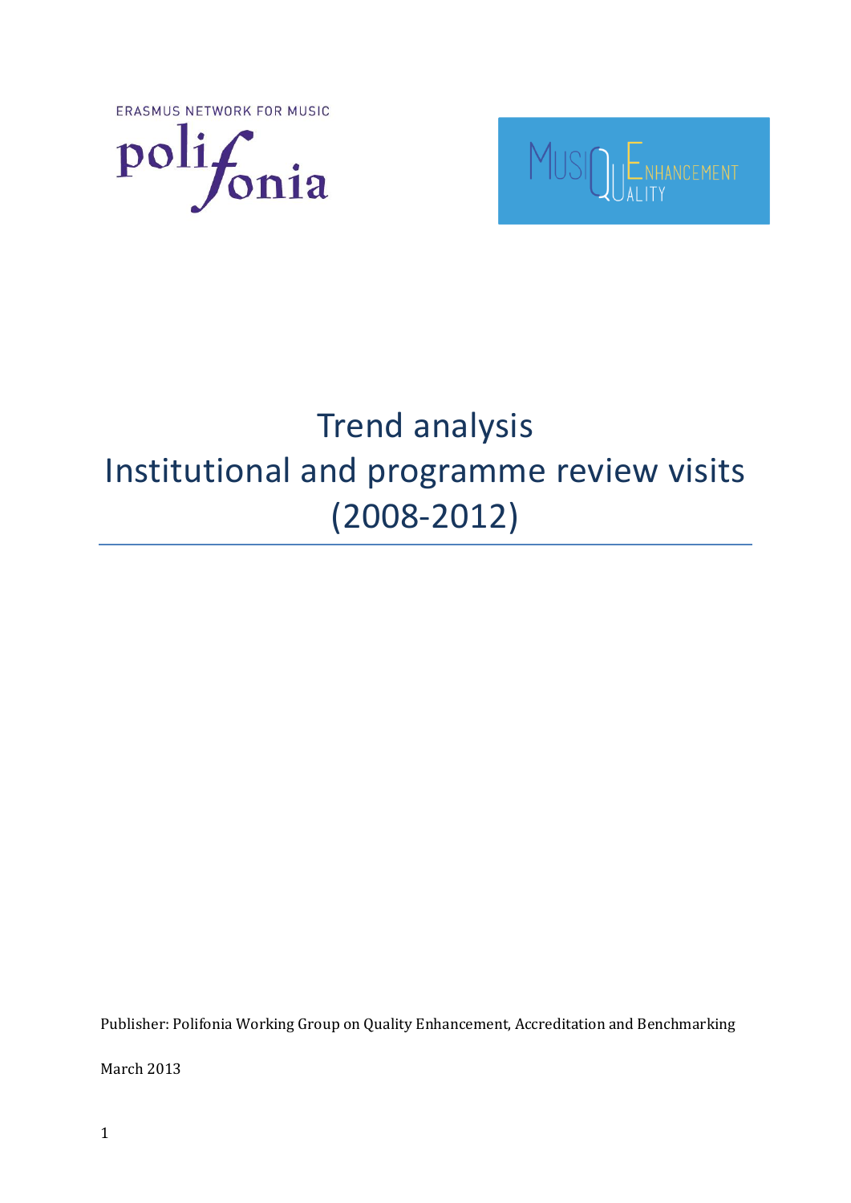ERASMUS NETWORK FOR MUSIC

polifonia

MusiQuE Enhancement Quality

# Trend analysis
# Institutional and programme review visits (2008-2012)

Publisher: Polifonia Working Group on Quality Enhancement, Accreditation and Benchmarking

March 2013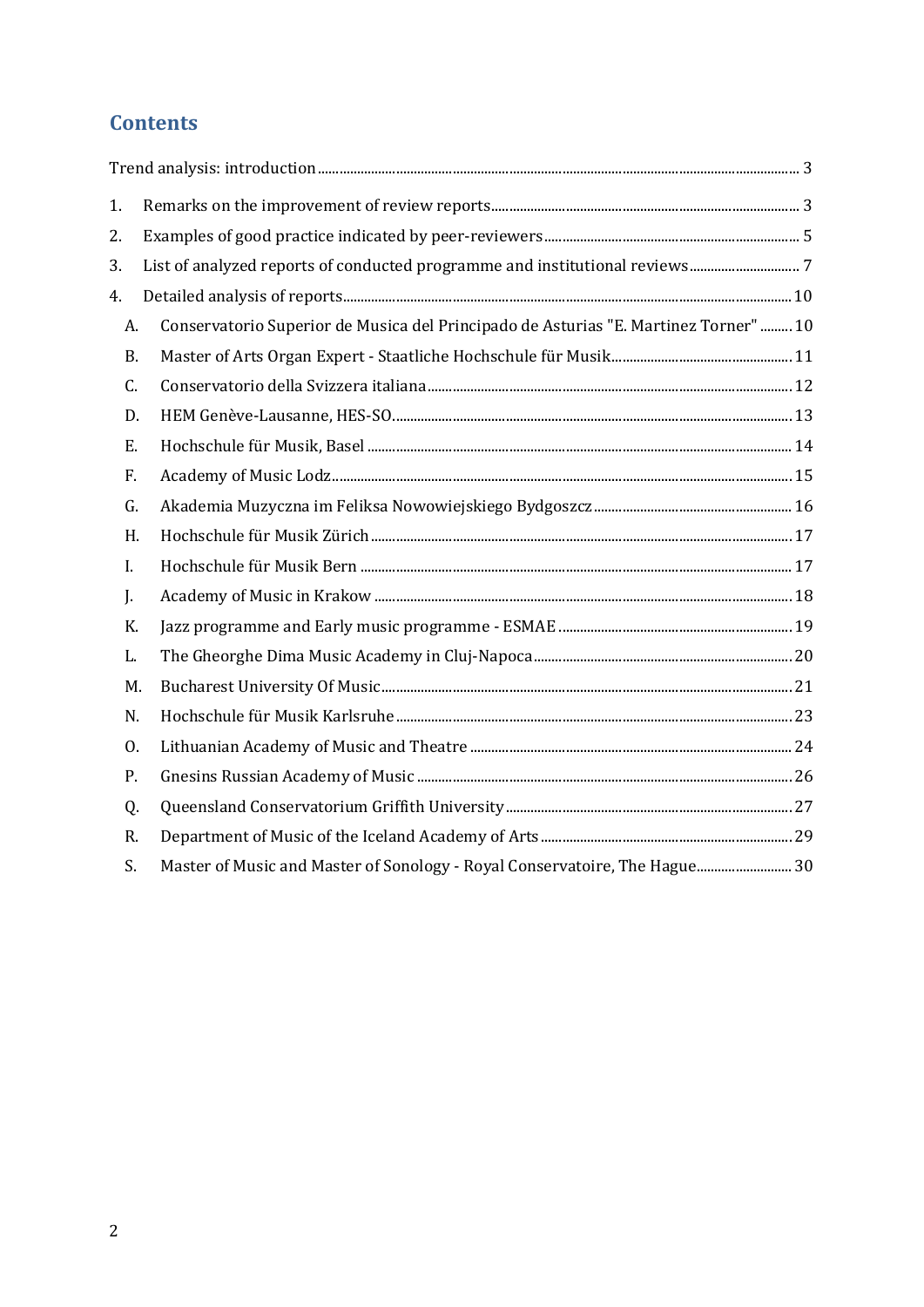## Contents

Trend analysis: introduction ..... 3

1. Remarks on the improvement of review reports ..... 3
2. Examples of good practice indicated by peer-reviewers ..... 5
3. List of analyzed reports of conducted programme and institutional reviews ..... 7
4. Detailed analysis of reports ..... 10
   - A. Conservatorio Superior de Musica del Principado de Asturias "E. Martinez Torner" ..... 10
   - B. Master of Arts Organ Expert - Staatliche Hochschule für Musik ..... 11
   - C. Conservatorio della Svizzera italiana ..... 12
   - D. HEM Genève-Lausanne, HES-SO ..... 13
   - E. Hochschule für Musik, Basel ..... 14
   - F. Academy of Music Lodz ..... 15
   - G. Akademia Muzyczna im Feliksa Nowowiejskiego Bydgoszcz ..... 16
   - H. Hochschule für Musik Zürich ..... 17
   - I. Hochschule für Musik Bern ..... 17
   - J. Academy of Music in Krakow ..... 18
   - K. Jazz programme and Early music programme - ESMAE ..... 19
   - L. The Gheorghe Dima Music Academy in Cluj-Napoca ..... 20
   - M. Bucharest University Of Music ..... 21
   - N. Hochschule für Musik Karlsruhe ..... 23
   - O. Lithuanian Academy of Music and Theatre ..... 24
   - P. Gnesins Russian Academy of Music ..... 26
   - Q. Queensland Conservatorium Griffith University ..... 27
   - R. Department of Music of the Iceland Academy of Arts ..... 29
   - S. Master of Music and Master of Sonology - Royal Conservatoire, The Hague ..... 30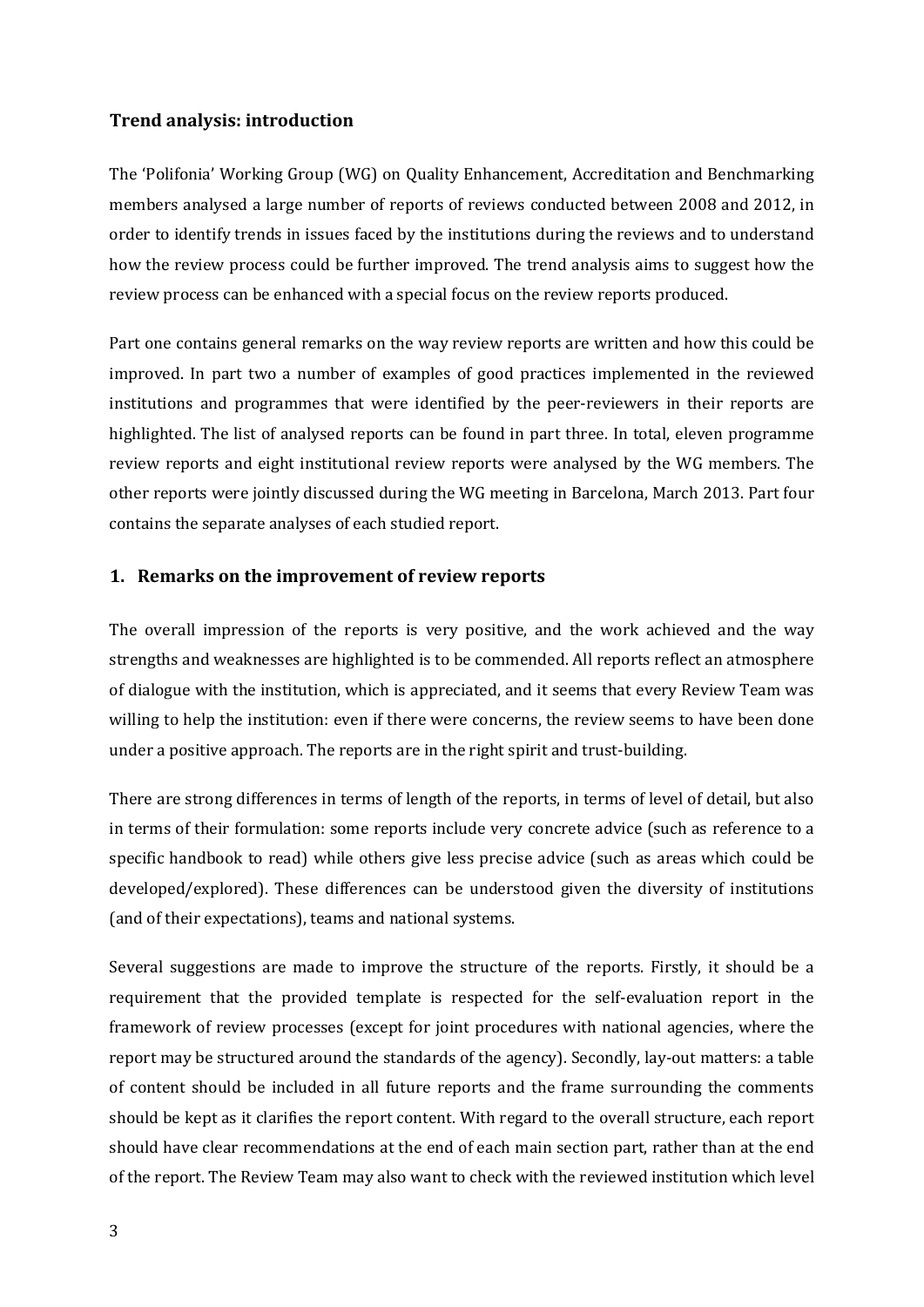## Trend analysis: introduction

The 'Polifonia' Working Group (WG) on Quality Enhancement, Accreditation and Benchmarking members analysed a large number of reports of reviews conducted between 2008 and 2012, in order to identify trends in issues faced by the institutions during the reviews and to understand how the review process could be further improved. The trend analysis aims to suggest how the review process can be enhanced with a special focus on the review reports produced.

Part one contains general remarks on the way review reports are written and how this could be improved. In part two a number of examples of good practices implemented in the reviewed institutions and programmes that were identified by the peer-reviewers in their reports are highlighted. The list of analysed reports can be found in part three. In total, eleven programme review reports and eight institutional review reports were analysed by the WG members. The other reports were jointly discussed during the WG meeting in Barcelona, March 2013. Part four contains the separate analyses of each studied report.

## 1. Remarks on the improvement of review reports

The overall impression of the reports is very positive, and the work achieved and the way strengths and weaknesses are highlighted is to be commended. All reports reflect an atmosphere of dialogue with the institution, which is appreciated, and it seems that every Review Team was willing to help the institution: even if there were concerns, the review seems to have been done under a positive approach. The reports are in the right spirit and trust-building.

There are strong differences in terms of length of the reports, in terms of level of detail, but also in terms of their formulation: some reports include very concrete advice (such as reference to a specific handbook to read) while others give less precise advice (such as areas which could be developed/explored). These differences can be understood given the diversity of institutions (and of their expectations), teams and national systems.

Several suggestions are made to improve the structure of the reports. Firstly, it should be a requirement that the provided template is respected for the self-evaluation report in the framework of review processes (except for joint procedures with national agencies, where the report may be structured around the standards of the agency). Secondly, lay-out matters: a table of content should be included in all future reports and the frame surrounding the comments should be kept as it clarifies the report content. With regard to the overall structure, each report should have clear recommendations at the end of each main section part, rather than at the end of the report. The Review Team may also want to check with the reviewed institution which level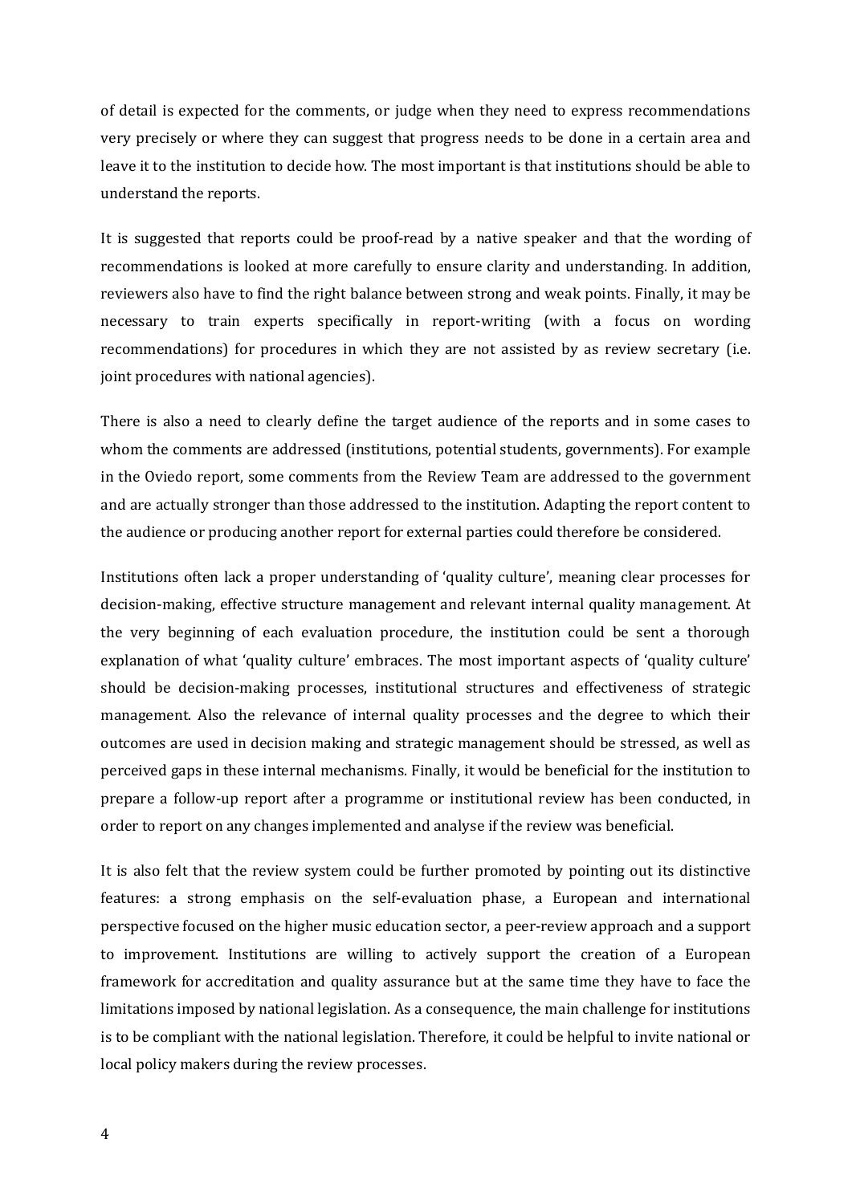of detail is expected for the comments, or judge when they need to express recommendations very precisely or where they can suggest that progress needs to be done in a certain area and leave it to the institution to decide how. The most important is that institutions should be able to understand the reports.

It is suggested that reports could be proof-read by a native speaker and that the wording of recommendations is looked at more carefully to ensure clarity and understanding. In addition, reviewers also have to find the right balance between strong and weak points. Finally, it may be necessary to train experts specifically in report-writing (with a focus on wording recommendations) for procedures in which they are not assisted by as review secretary (i.e. joint procedures with national agencies).

There is also a need to clearly define the target audience of the reports and in some cases to whom the comments are addressed (institutions, potential students, governments). For example in the Oviedo report, some comments from the Review Team are addressed to the government and are actually stronger than those addressed to the institution. Adapting the report content to the audience or producing another report for external parties could therefore be considered.

Institutions often lack a proper understanding of 'quality culture', meaning clear processes for decision-making, effective structure management and relevant internal quality management. At the very beginning of each evaluation procedure, the institution could be sent a thorough explanation of what 'quality culture' embraces. The most important aspects of 'quality culture' should be decision-making processes, institutional structures and effectiveness of strategic management. Also the relevance of internal quality processes and the degree to which their outcomes are used in decision making and strategic management should be stressed, as well as perceived gaps in these internal mechanisms. Finally, it would be beneficial for the institution to prepare a follow-up report after a programme or institutional review has been conducted, in order to report on any changes implemented and analyse if the review was beneficial.

It is also felt that the review system could be further promoted by pointing out its distinctive features: a strong emphasis on the self-evaluation phase, a European and international perspective focused on the higher music education sector, a peer-review approach and a support to improvement. Institutions are willing to actively support the creation of a European framework for accreditation and quality assurance but at the same time they have to face the limitations imposed by national legislation. As a consequence, the main challenge for institutions is to be compliant with the national legislation. Therefore, it could be helpful to invite national or local policy makers during the review processes.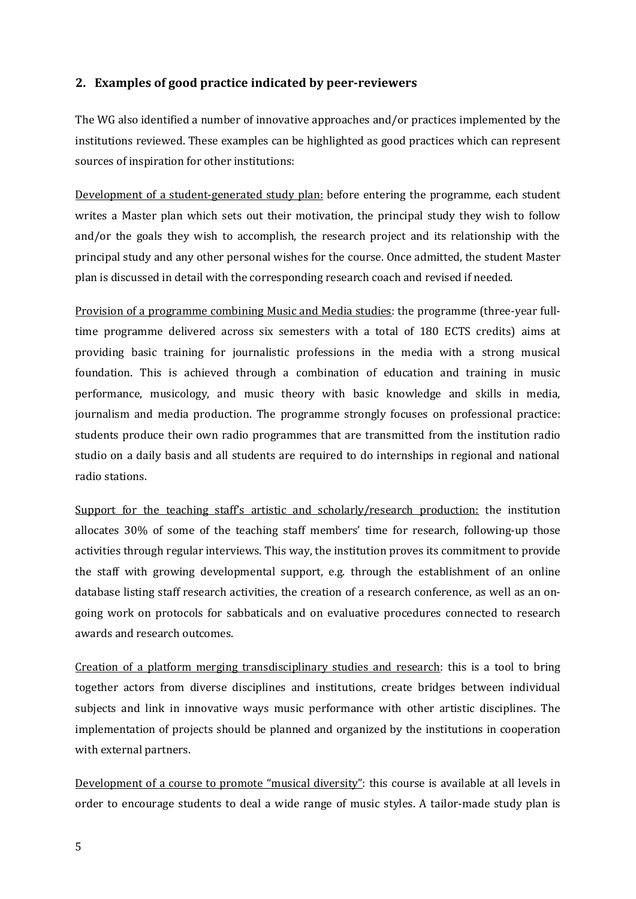## 2. Examples of good practice indicated by peer-reviewers

The WG also identified a number of innovative approaches and/or practices implemented by the institutions reviewed. These examples can be highlighted as good practices which can represent sources of inspiration for other institutions:

<u>Development of a student-generated study plan:</u> before entering the programme, each student writes a Master plan which sets out their motivation, the principal study they wish to follow and/or the goals they wish to accomplish, the research project and its relationship with the principal study and any other personal wishes for the course. Once admitted, the student Master plan is discussed in detail with the corresponding research coach and revised if needed.

<u>Provision of a programme combining Music and Media studies</u>: the programme (three-year full-time programme delivered across six semesters with a total of 180 ECTS credits) aims at providing basic training for journalistic professions in the media with a strong musical foundation. This is achieved through a combination of education and training in music performance, musicology, and music theory with basic knowledge and skills in media, journalism and media production. The programme strongly focuses on professional practice: students produce their own radio programmes that are transmitted from the institution radio studio on a daily basis and all students are required to do internships in regional and national radio stations.

<u>Support for the teaching staff's artistic and scholarly/research production:</u> the institution allocates 30% of some of the teaching staff members' time for research, following-up those activities through regular interviews. This way, the institution proves its commitment to provide the staff with growing developmental support, e.g. through the establishment of an online database listing staff research activities, the creation of a research conference, as well as an on-going work on protocols for sabbaticals and on evaluative procedures connected to research awards and research outcomes.

<u>Creation of a platform merging transdisciplinary studies and research</u>: this is a tool to bring together actors from diverse disciplines and institutions, create bridges between individual subjects and link in innovative ways music performance with other artistic disciplines. The implementation of projects should be planned and organized by the institutions in cooperation with external partners.

<u>Development of a course to promote "musical diversity"</u>: this course is available at all levels in order to encourage students to deal a wide range of music styles. A tailor-made study plan is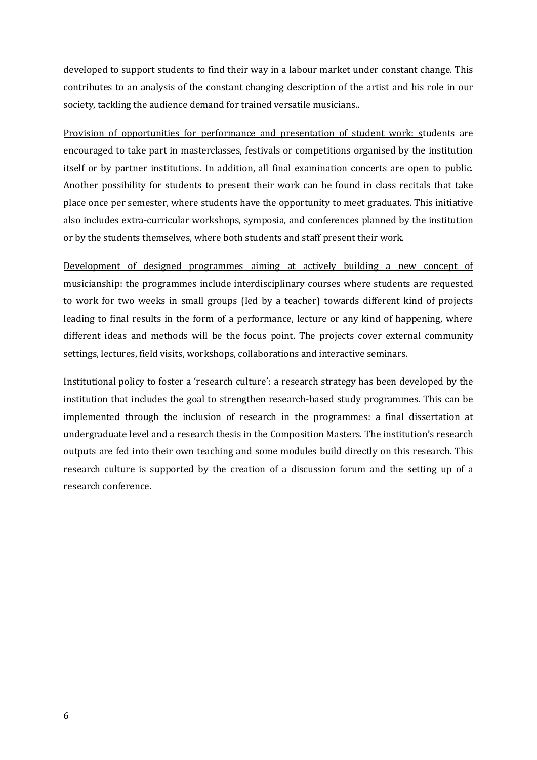developed to support students to find their way in a labour market under constant change. This contributes to an analysis of the constant changing description of the artist and his role in our society, tackling the audience demand for trained versatile musicians..

<u>Provision of opportunities for performance and presentation of student work: s</u>tudents are encouraged to take part in masterclasses, festivals or competitions organised by the institution itself or by partner institutions. In addition, all final examination concerts are open to public. Another possibility for students to present their work can be found in class recitals that take place once per semester, where students have the opportunity to meet graduates. This initiative also includes extra-curricular workshops, symposia, and conferences planned by the institution or by the students themselves, where both students and staff present their work.

<u>Development of designed programmes aiming at actively building a new concept of musicianship</u>: the programmes include interdisciplinary courses where students are requested to work for two weeks in small groups (led by a teacher) towards different kind of projects leading to final results in the form of a performance, lecture or any kind of happening, where different ideas and methods will be the focus point. The projects cover external community settings, lectures, field visits, workshops, collaborations and interactive seminars.

<u>Institutional policy to foster a 'research culture'</u>: a research strategy has been developed by the institution that includes the goal to strengthen research-based study programmes. This can be implemented through the inclusion of research in the programmes: a final dissertation at undergraduate level and a research thesis in the Composition Masters. The institution's research outputs are fed into their own teaching and some modules build directly on this research. This research culture is supported by the creation of a discussion forum and the setting up of a research conference.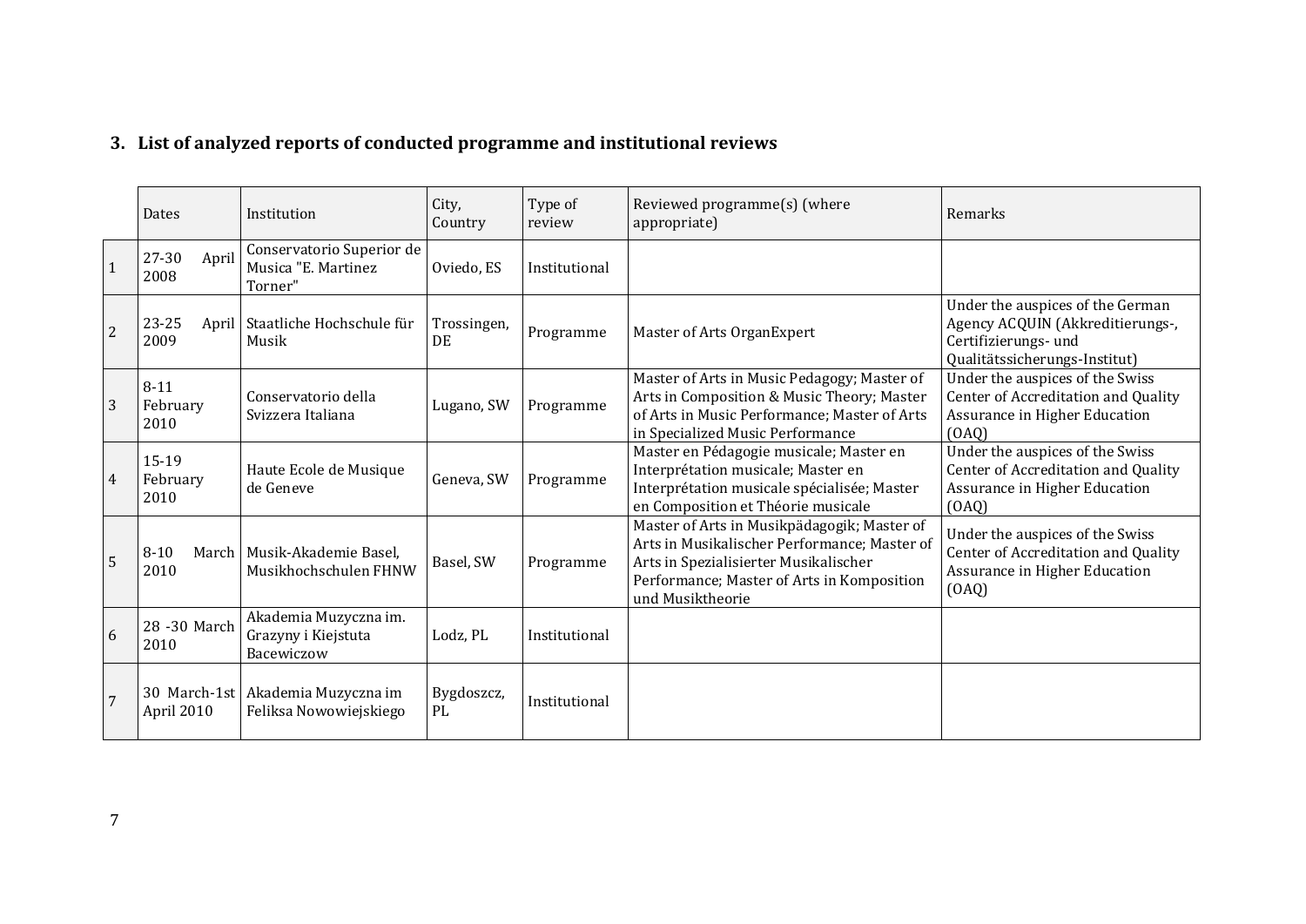## 3. List of analyzed reports of conducted programme and institutional reviews

| | Dates | Institution | City, Country | Type of review | Reviewed programme(s) (where appropriate) | Remarks |
|---|---|---|---|---|---|---|
| 1 | 27-30 April 2008 | Conservatorio Superior de Musica "E. Martinez Torner" | Oviedo, ES | Institutional | | |
| 2 | 23-25 April 2009 | Staatliche Hochschule für Musik | Trossingen, DE | Programme | Master of Arts OrganExpert | Under the auspices of the German Agency ACQUIN (Akkreditierungs-, Certifizierungs- und Qualitätssicherungs-Institut) |
| 3 | 8-11 February 2010 | Conservatorio della Svizzera Italiana | Lugano, SW | Programme | Master of Arts in Music Pedagogy; Master of Arts in Composition & Music Theory; Master of Arts in Music Performance; Master of Arts in Specialized Music Performance | Under the auspices of the Swiss Center of Accreditation and Quality Assurance in Higher Education (OAQ) |
| 4 | 15-19 February 2010 | Haute Ecole de Musique de Geneve | Geneva, SW | Programme | Master en Pédagogie musicale; Master en Interprétation musicale; Master en Interprétation musicale spécialisée; Master en Composition et Théorie musicale | Under the auspices of the Swiss Center of Accreditation and Quality Assurance in Higher Education (OAQ) |
| 5 | 8-10 March 2010 | Musik-Akademie Basel, Musikhochschulen FHNW | Basel, SW | Programme | Master of Arts in Musikpädagogik; Master of Arts in Musikalischer Performance; Master of Arts in Spezialisierter Musikalischer Performance; Master of Arts in Komposition und Musiktheorie | Under the auspices of the Swiss Center of Accreditation and Quality Assurance in Higher Education (OAQ) |
| 6 | 28 -30 March 2010 | Akademia Muzyczna im. Grazyny i Kiejstuta Bacewiczow | Lodz, PL | Institutional | | |
| 7 | 30 March-1st April 2010 | Akademia Muzyczna im Feliksa Nowowiejskiego | Bygdoszcz, PL | Institutional | | |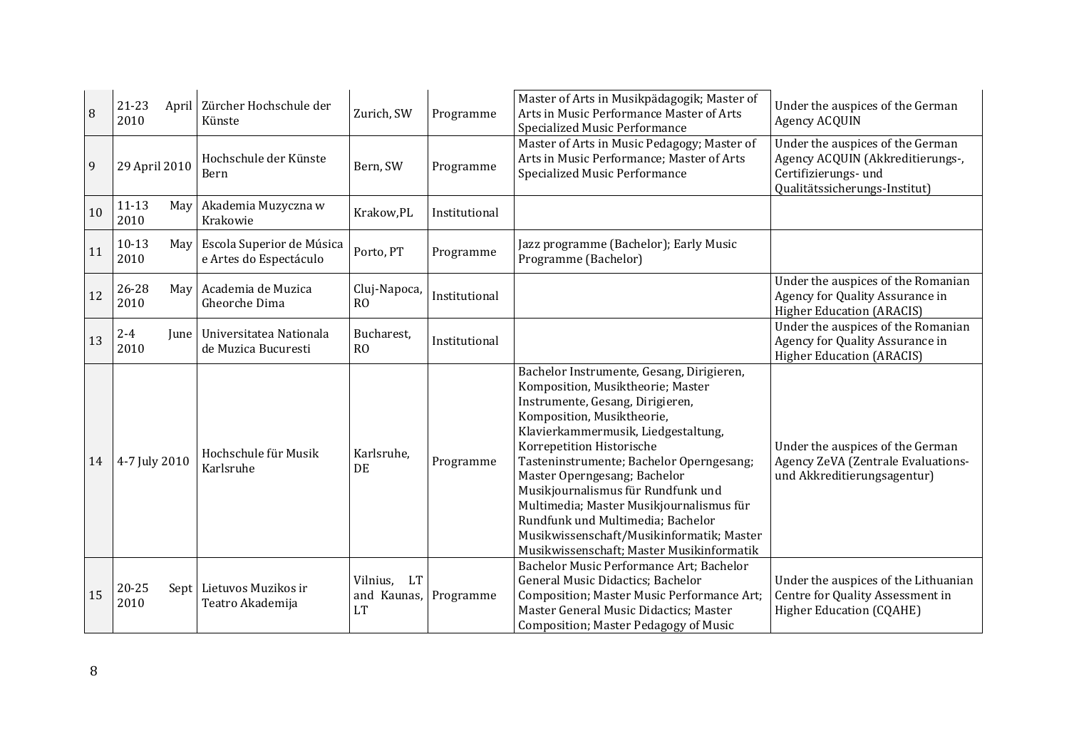| 8 | 21-23 April 2010 | Zürcher Hochschule der Künste | Zurich, SW | Programme | Master of Arts in Musikpädagogik; Master of Arts in Music Performance Master of Arts Specialized Music Performance | Under the auspices of the German Agency ACQUIN |
|---|---|---|---|---|---|---|
| 9 | 29 April 2010 | Hochschule der Künste Bern | Bern, SW | Programme | Master of Arts in Music Pedagogy; Master of Arts in Music Performance; Master of Arts Specialized Music Performance | Under the auspices of the German Agency ACQUIN (Akkreditierungs-, Certifizierungs- und Qualitätssicherungs-Institut) |
| 10 | 11-13 May 2010 | Akademia Muzyczna w Krakowie | Krakow,PL | Institutional | | |
| 11 | 10-13 May 2010 | Escola Superior de Música e Artes do Espectáculo | Porto, PT | Programme | Jazz programme (Bachelor); Early Music Programme (Bachelor) | |
| 12 | 26-28 May 2010 | Academia de Muzica Gheorche Dima | Cluj-Napoca, RO | Institutional | | Under the auspices of the Romanian Agency for Quality Assurance in Higher Education (ARACIS) |
| 13 | 2-4 June 2010 | Universitatea Nationala de Muzica Bucuresti | Bucharest, RO | Institutional | | Under the auspices of the Romanian Agency for Quality Assurance in Higher Education (ARACIS) |
| 14 | 4-7 July 2010 | Hochschule für Musik Karlsruhe | Karlsruhe, DE | Programme | Bachelor Instrumente, Gesang, Dirigieren, Komposition, Musiktheorie; Master Instrumente, Gesang, Dirigieren, Komposition, Musiktheorie, Klavierkammermusik, Liedgestaltung, Korrepetition Historische Tasteninstrumente; Bachelor Operngesang; Master Operngesang; Bachelor Musikjournalismus für Rundfunk und Multimedia; Master Musikjournalismus für Rundfunk und Multimedia; Bachelor Musikwissenschaft/Musikinformatik; Master Musikwissenschaft; Master Musikinformatik | Under the auspices of the German Agency ZeVA (Zentrale Evaluations- und Akkreditierungsagentur) |
| 15 | 20-25 Sept 2010 | Lietuvos Muzikos ir Teatro Akademija | Vilnius, LT and Kaunas, LT | Programme | Bachelor Music Performance Art; Bachelor General Music Didactics; Bachelor Composition; Master Music Performance Art; Master General Music Didactics; Master Composition; Master Pedagogy of Music | Under the auspices of the Lithuanian Centre for Quality Assessment in Higher Education (CQAHE) |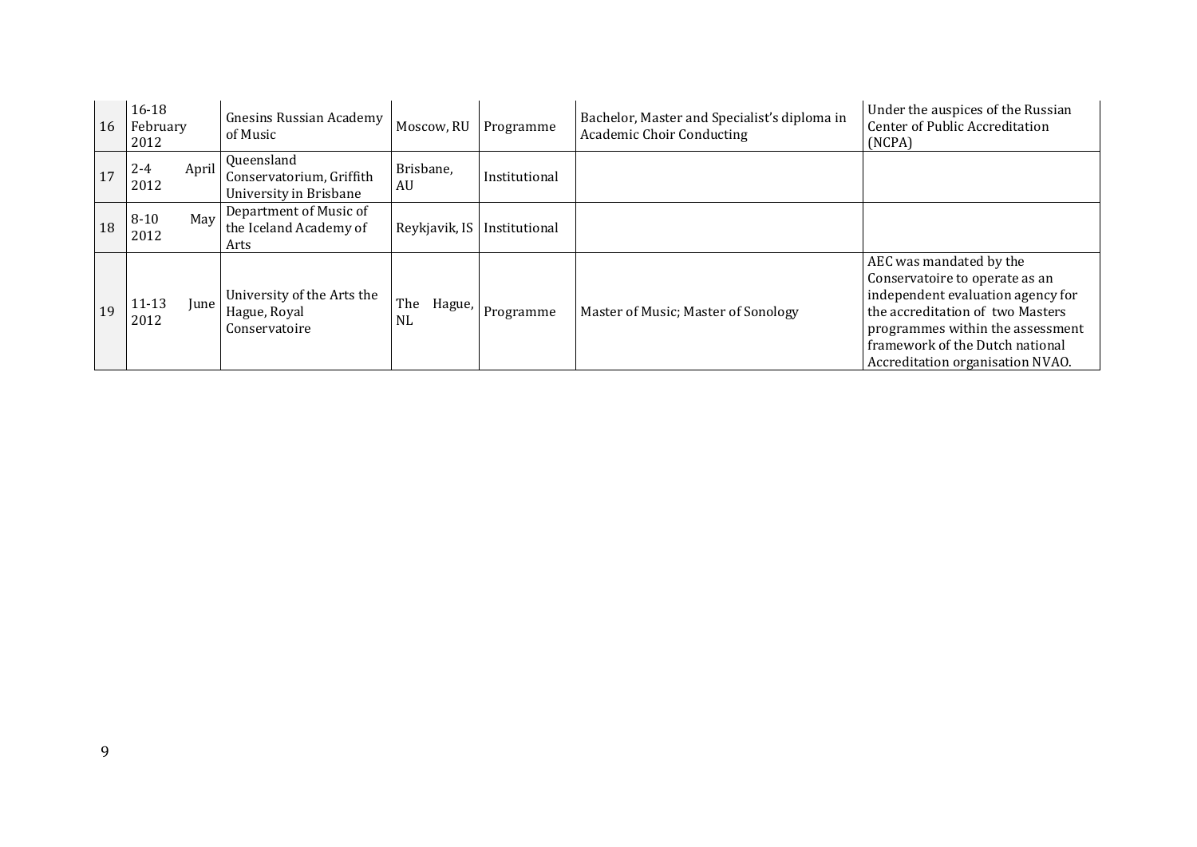| 16 | 16-18 February 2012 | Gnesins Russian Academy of Music | Moscow, RU | Programme | Bachelor, Master and Specialist's diploma in Academic Choir Conducting | Under the auspices of the Russian Center of Public Accreditation (NCPA) |
|---|---|---|---|---|---|---|
| 17 | 2-4 April 2012 | Queensland Conservatorium, Griffith University in Brisbane | Brisbane, AU | Institutional | | |
| 18 | 8-10 May 2012 | Department of Music of the Iceland Academy of Arts | Reykjavik, IS | Institutional | | |
| 19 | 11-13 June 2012 | University of the Arts the Hague, Royal Conservatoire | The Hague, NL | Programme | Master of Music; Master of Sonology | AEC was mandated by the Conservatoire to operate as an independent evaluation agency for the accreditation of two Masters programmes within the assessment framework of the Dutch national Accreditation organisation NVAO. |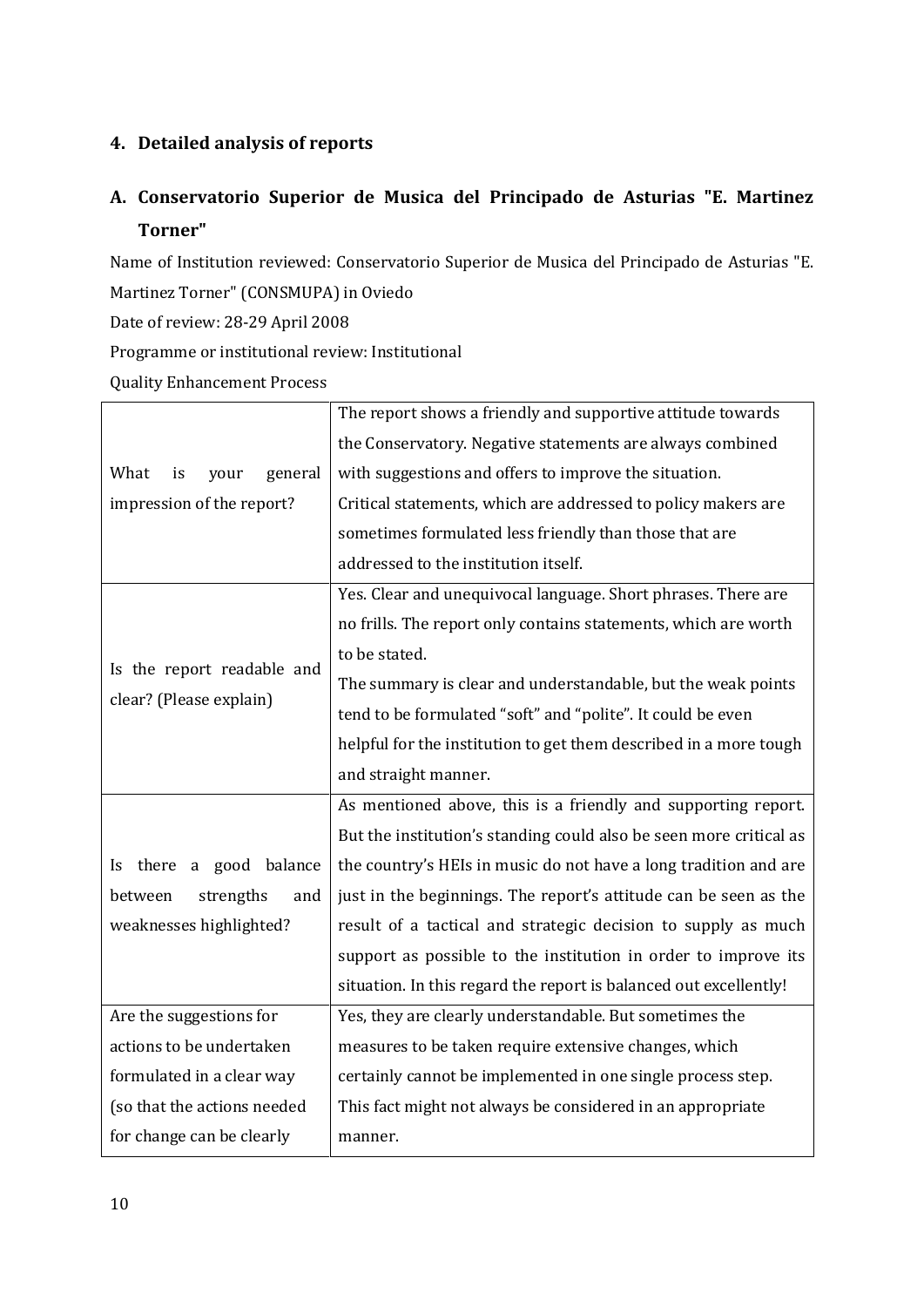## 4. Detailed analysis of reports

### A. Conservatorio Superior de Musica del Principado de Asturias "E. Martinez Torner"

Name of Institution reviewed: Conservatorio Superior de Musica del Principado de Asturias "E. Martinez Torner" (CONSMUPA) in Oviedo

Date of review: 28-29 April 2008

Programme or institutional review: Institutional

Quality Enhancement Process

| | |
|---|---|
| What is your general impression of the report? | The report shows a friendly and supportive attitude towards the Conservatory. Negative statements are always combined with suggestions and offers to improve the situation. Critical statements, which are addressed to policy makers are sometimes formulated less friendly than those that are addressed to the institution itself. |
| Is the report readable and clear? (Please explain) | Yes. Clear and unequivocal language. Short phrases. There are no frills. The report only contains statements, which are worth to be stated. The summary is clear and understandable, but the weak points tend to be formulated "soft" and "polite". It could be even helpful for the institution to get them described in a more tough and straight manner. |
| Is there a good balance between strengths and weaknesses highlighted? | As mentioned above, this is a friendly and supporting report. But the institution's standing could also be seen more critical as the country's HEIs in music do not have a long tradition and are just in the beginnings. The report's attitude can be seen as the result of a tactical and strategic decision to supply as much support as possible to the institution in order to improve its situation. In this regard the report is balanced out excellently! |
| Are the suggestions for actions to be undertaken formulated in a clear way (so that the actions needed for change can be clearly | Yes, they are clearly understandable. But sometimes the measures to be taken require extensive changes, which certainly cannot be implemented in one single process step. This fact might not always be considered in an appropriate manner. |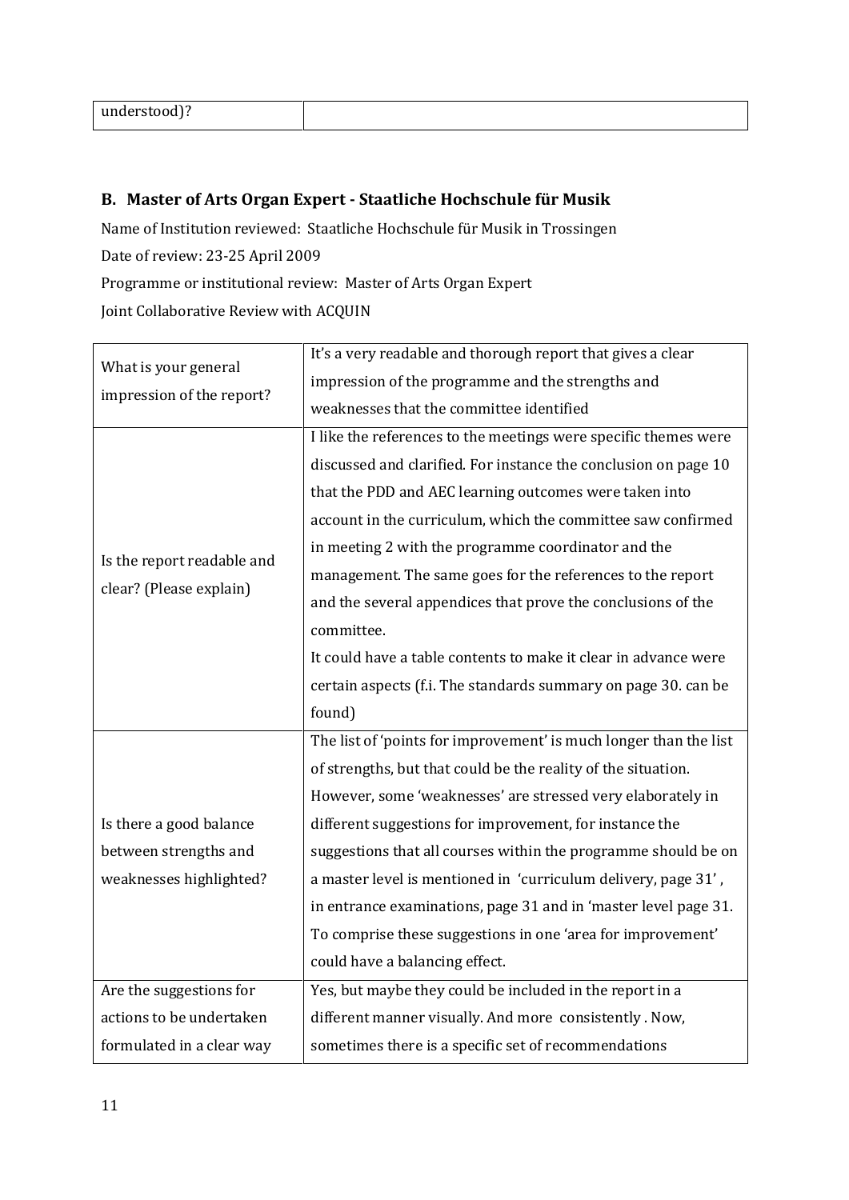| understood)? | |
|---|---|

## B. Master of Arts Organ Expert - Staatliche Hochschule für Musik

Name of Institution reviewed: Staatliche Hochschule für Musik in Trossingen

Date of review: 23-25 April 2009

Programme or institutional review: Master of Arts Organ Expert

Joint Collaborative Review with ACQUIN

| | |
|---|---|
| What is your general impression of the report? | It's a very readable and thorough report that gives a clear impression of the programme and the strengths and weaknesses that the committee identified |
| Is the report readable and clear? (Please explain) | I like the references to the meetings were specific themes were discussed and clarified. For instance the conclusion on page 10 that the PDD and AEC learning outcomes were taken into account in the curriculum, which the committee saw confirmed in meeting 2 with the programme coordinator and the management. The same goes for the references to the report and the several appendices that prove the conclusions of the committee.<br>It could have a table contents to make it clear in advance were certain aspects (f.i. The standards summary on page 30. can be found) |
| Is there a good balance between strengths and weaknesses highlighted? | The list of 'points for improvement' is much longer than the list of strengths, but that could be the reality of the situation. However, some 'weaknesses' are stressed very elaborately in different suggestions for improvement, for instance the suggestions that all courses within the programme should be on a master level is mentioned in 'curriculum delivery, page 31' , in entrance examinations, page 31 and in 'master level page 31. To comprise these suggestions in one 'area for improvement' could have a balancing effect. |
| Are the suggestions for actions to be undertaken formulated in a clear way | Yes, but maybe they could be included in the report in a different manner visually. And more consistently . Now, sometimes there is a specific set of recommendations |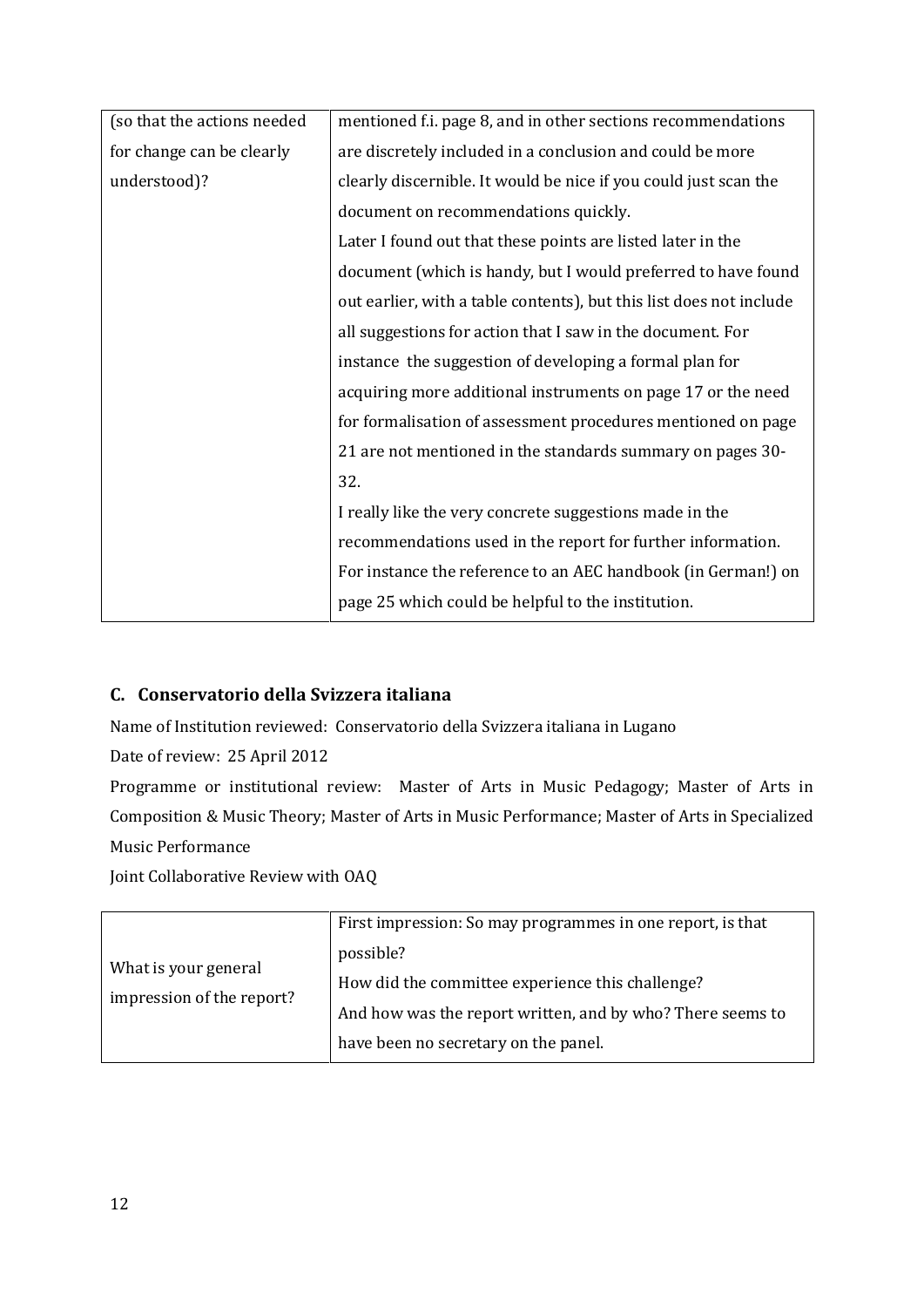| (so that the actions needed for change can be clearly understood)? | mentioned f.i. page 8, and in other sections recommendations are discretely included in a conclusion and could be more clearly discernible. It would be nice if you could just scan the document on recommendations quickly.<br>Later I found out that these points are listed later in the document (which is handy, but I would preferred to have found out earlier, with a table contents), but this list does not include all suggestions for action that I saw in the document. For instance the suggestion of developing a formal plan for acquiring more additional instruments on page 17 or the need for formalisation of assessment procedures mentioned on page 21 are not mentioned in the standards summary on pages 30-32.<br>I really like the very concrete suggestions made in the recommendations used in the report for further information. For instance the reference to an AEC handbook (in German!) on page 25 which could be helpful to the institution. |
|---|---|

## C. Conservatorio della Svizzera italiana

Name of Institution reviewed: Conservatorio della Svizzera italiana in Lugano

Date of review: 25 April 2012

Programme or institutional review: Master of Arts in Music Pedagogy; Master of Arts in Composition & Music Theory; Master of Arts in Music Performance; Master of Arts in Specialized Music Performance

Joint Collaborative Review with OAQ

| What is your general impression of the report? | First impression: So may programmes in one report, is that possible?<br>How did the committee experience this challenge?<br>And how was the report written, and by who? There seems to have been no secretary on the panel. |
|---|---|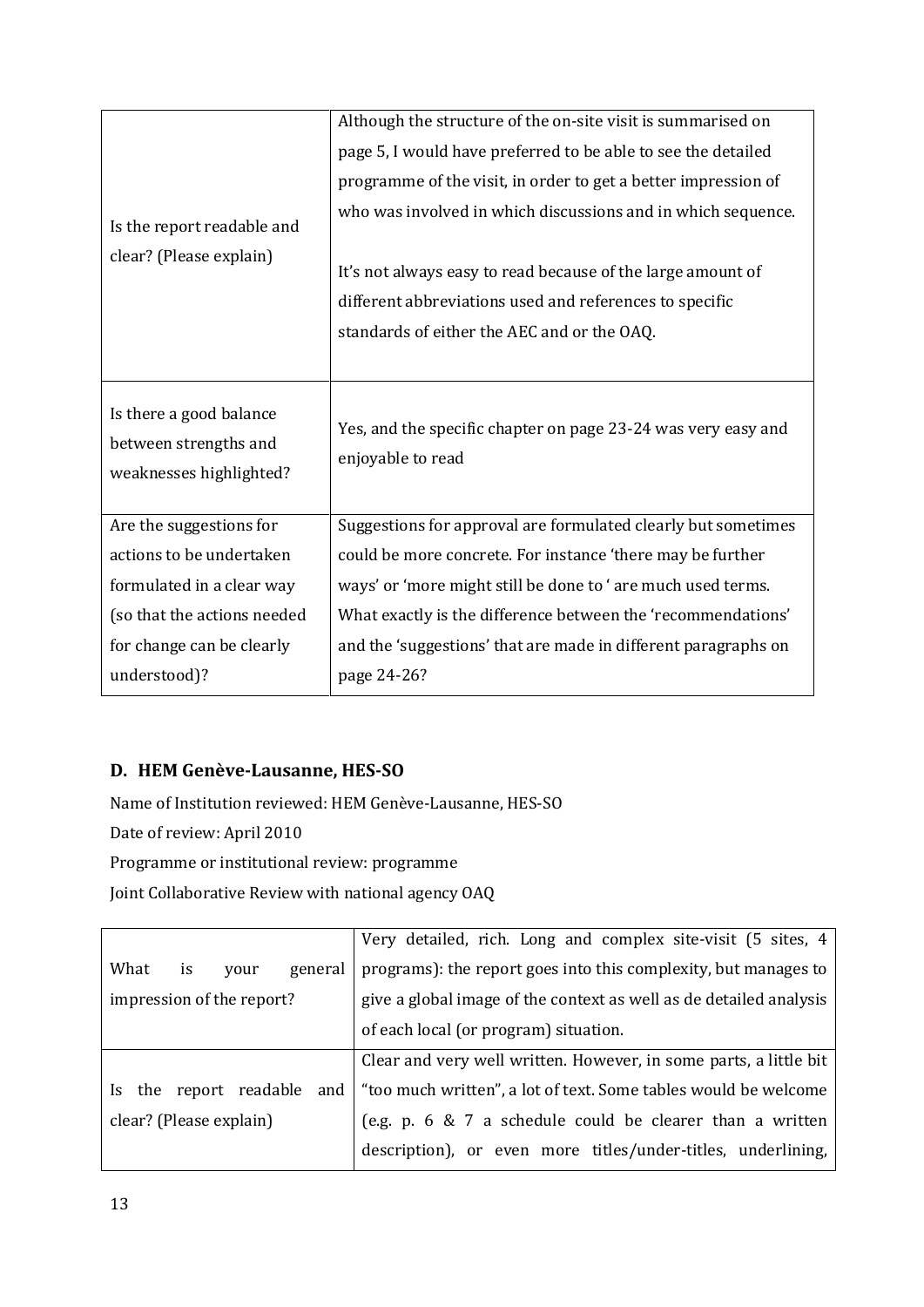| | |
|---|---|
| Is the report readable and clear? (Please explain) | Although the structure of the on-site visit is summarised on page 5, I would have preferred to be able to see the detailed programme of the visit, in order to get a better impression of who was involved in which discussions and in which sequence.<br><br>It's not always easy to read because of the large amount of different abbreviations used and references to specific standards of either the AEC and or the OAQ. |
| Is there a good balance between strengths and weaknesses highlighted? | Yes, and the specific chapter on page 23-24 was very easy and enjoyable to read |
| Are the suggestions for actions to be undertaken formulated in a clear way (so that the actions needed for change can be clearly understood)? | Suggestions for approval are formulated clearly but sometimes could be more concrete. For instance 'there may be further ways' or 'more might still be done to ' are much used terms. What exactly is the difference between the 'recommendations' and the 'suggestions' that are made in different paragraphs on page 24-26? |

## D. HEM Genève-Lausanne, HES-SO

Name of Institution reviewed: HEM Genève-Lausanne, HES-SO

Date of review: April 2010

Programme or institutional review: programme

Joint Collaborative Review with national agency OAQ

| | |
|---|---|
| What is your general impression of the report? | Very detailed, rich. Long and complex site-visit (5 sites, 4 programs): the report goes into this complexity, but manages to give a global image of the context as well as de detailed analysis of each local (or program) situation. |
| Is the report readable and clear? (Please explain) | Clear and very well written. However, in some parts, a little bit "too much written", a lot of text. Some tables would be welcome (e.g. p. 6 & 7 a schedule could be clearer than a written description), or even more titles/under-titles, underlining, |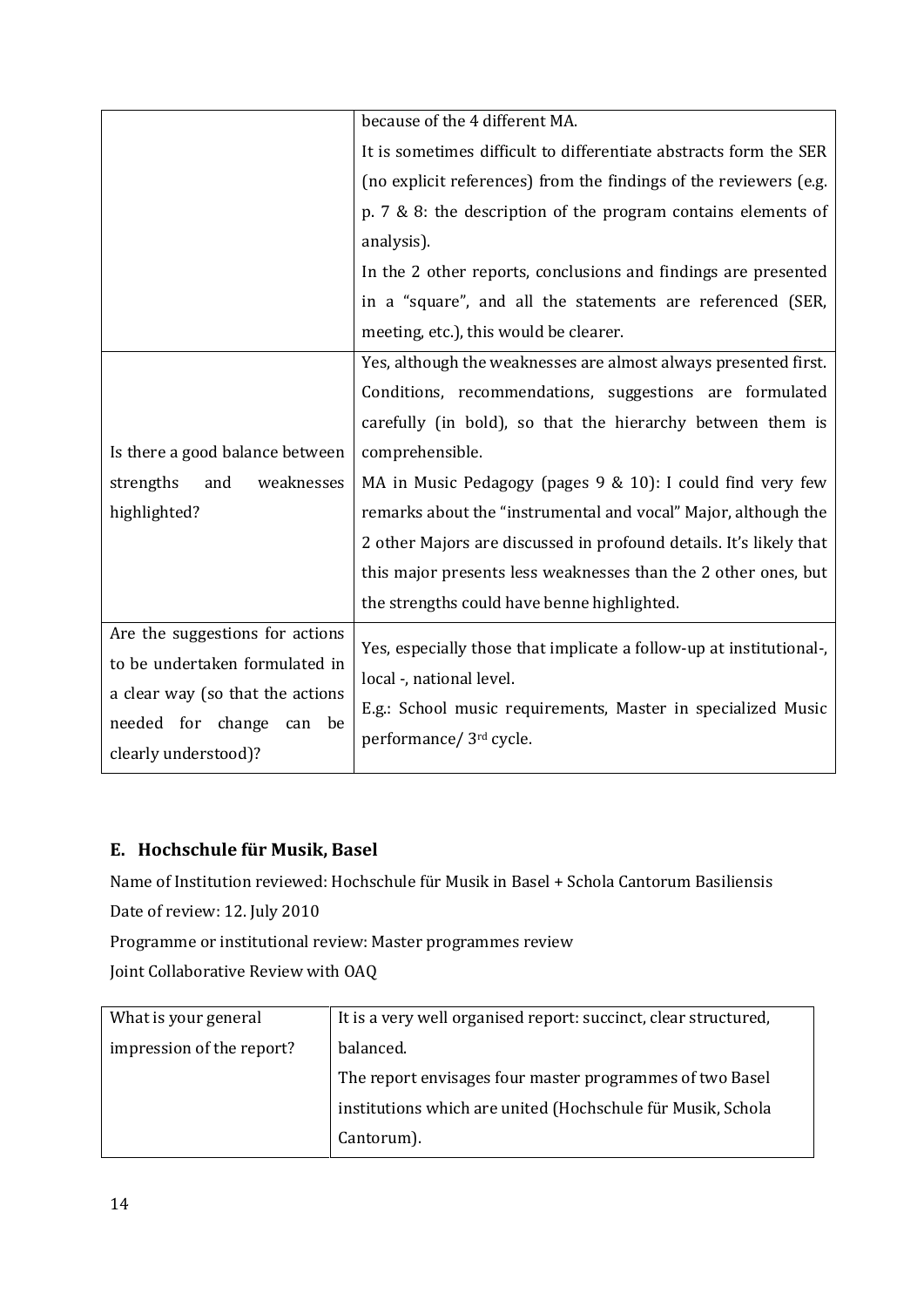| | |
|---|---|
| | because of the 4 different MA.<br>It is sometimes difficult to differentiate abstracts form the SER (no explicit references) from the findings of the reviewers (e.g. p. 7 & 8: the description of the program contains elements of analysis).<br>In the 2 other reports, conclusions and findings are presented in a "square", and all the statements are referenced (SER, meeting, etc.), this would be clearer. |
| Is there a good balance between strengths and weaknesses highlighted? | Yes, although the weaknesses are almost always presented first. Conditions, recommendations, suggestions are formulated carefully (in bold), so that the hierarchy between them is comprehensible.<br>MA in Music Pedagogy (pages 9 & 10): I could find very few remarks about the "instrumental and vocal" Major, although the 2 other Majors are discussed in profound details. It's likely that this major presents less weaknesses than the 2 other ones, but the strengths could have benne highlighted. |
| Are the suggestions for actions to be undertaken formulated in a clear way (so that the actions needed for change can be clearly understood)? | Yes, especially those that implicate a follow-up at institutional-, local -, national level.<br>E.g.: School music requirements, Master in specialized Music performance/ 3rd cycle. |

## E. Hochschule für Musik, Basel

Name of Institution reviewed: Hochschule für Musik in Basel + Schola Cantorum Basiliensis

Date of review: 12. July 2010

Programme or institutional review: Master programmes review

Joint Collaborative Review with OAQ

| | |
|---|---|
| What is your general impression of the report? | It is a very well organised report: succinct, clear structured, balanced.<br>The report envisages four master programmes of two Basel institutions which are united (Hochschule für Musik, Schola Cantorum). |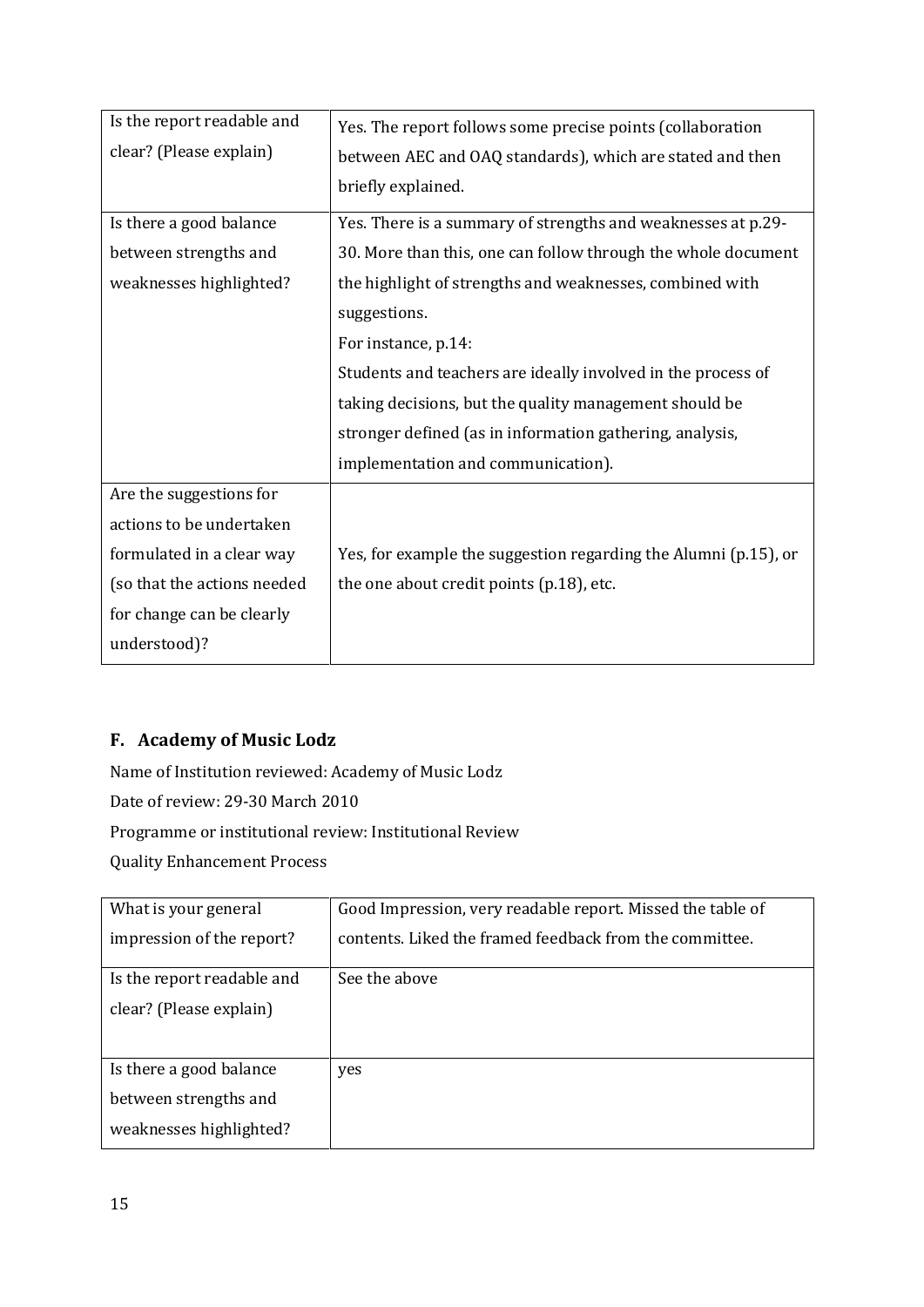| Is the report readable and clear? (Please explain) | Yes. The report follows some precise points (collaboration between AEC and OAQ standards), which are stated and then briefly explained. |
|---|---|
| Is there a good balance between strengths and weaknesses highlighted? | Yes. There is a summary of strengths and weaknesses at p.29-30. More than this, one can follow through the whole document the highlight of strengths and weaknesses, combined with suggestions.<br>For instance, p.14:<br>Students and teachers are ideally involved in the process of taking decisions, but the quality management should be stronger defined (as in information gathering, analysis, implementation and communication). |
| Are the suggestions for actions to be undertaken formulated in a clear way (so that the actions needed for change can be clearly understood)? | Yes, for example the suggestion regarding the Alumni (p.15), or the one about credit points (p.18), etc. |

## F. Academy of Music Lodz

Name of Institution reviewed: Academy of Music Lodz

Date of review: 29-30 March 2010

Programme or institutional review: Institutional Review

Quality Enhancement Process

| What is your general impression of the report? | Good Impression, very readable report. Missed the table of contents. Liked the framed feedback from the committee. |
|---|---|
| Is the report readable and clear? (Please explain) | See the above |
| Is there a good balance between strengths and weaknesses highlighted? | yes |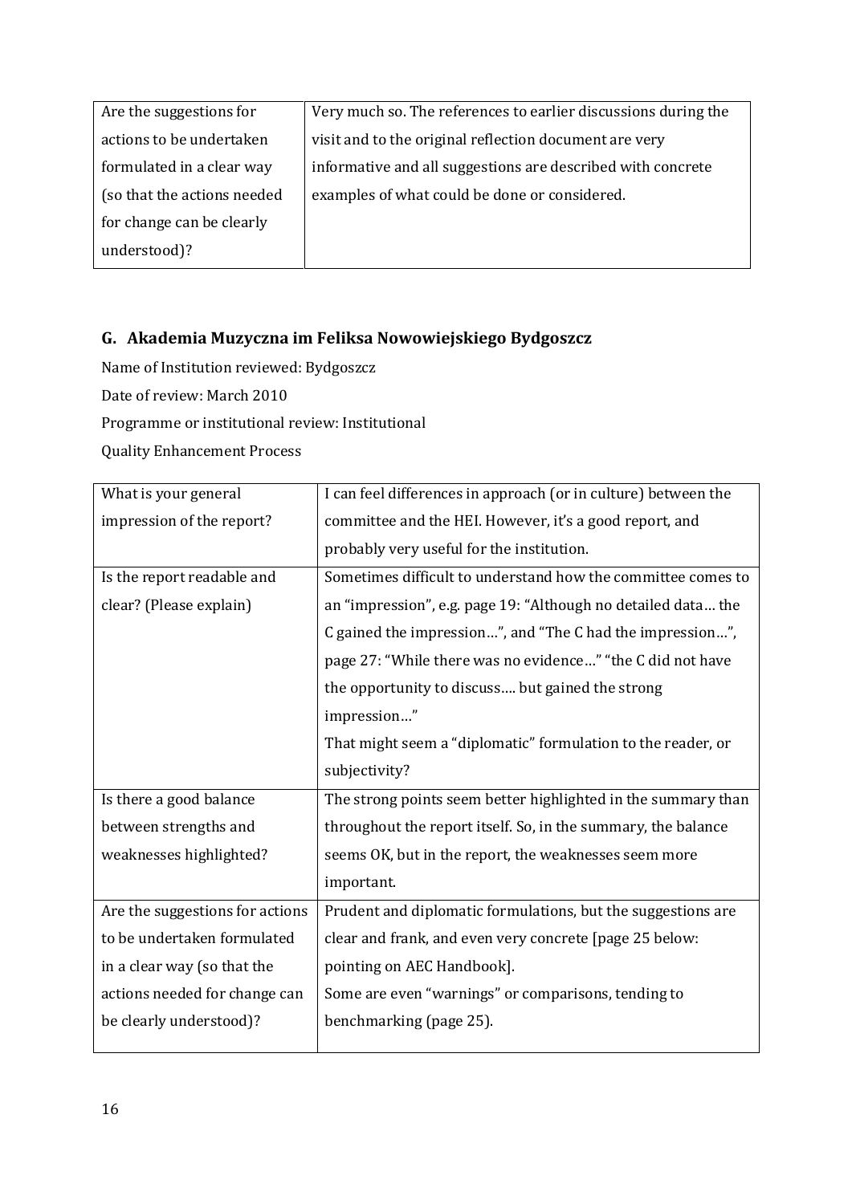| Are the suggestions for actions to be undertaken formulated in a clear way (so that the actions needed for change can be clearly understood)? | Very much so. The references to earlier discussions during the visit and to the original reflection document are very informative and all suggestions are described with concrete examples of what could be done or considered. |
|---|---|

## G. Akademia Muzyczna im Feliksa Nowowiejskiego Bydgoszcz

Name of Institution reviewed: Bydgoszcz

Date of review: March 2010

Programme or institutional review: Institutional

Quality Enhancement Process

| What is your general impression of the report? | I can feel differences in approach (or in culture) between the committee and the HEI. However, it's a good report, and probably very useful for the institution. |
|---|---|
| Is the report readable and clear? (Please explain) | Sometimes difficult to understand how the committee comes to an "impression", e.g. page 19: "Although no detailed data… the C gained the impression…", and "The C had the impression…", page 27: "While there was no evidence…" "the C did not have the opportunity to discuss…. but gained the strong impression…"<br>That might seem a "diplomatic" formulation to the reader, or subjectivity? |
| Is there a good balance between strengths and weaknesses highlighted? | The strong points seem better highlighted in the summary than throughout the report itself. So, in the summary, the balance seems OK, but in the report, the weaknesses seem more important. |
| Are the suggestions for actions to be undertaken formulated in a clear way (so that the actions needed for change can be clearly understood)? | Prudent and diplomatic formulations, but the suggestions are clear and frank, and even very concrete [page 25 below: pointing on AEC Handbook].<br>Some are even "warnings" or comparisons, tending to benchmarking (page 25). |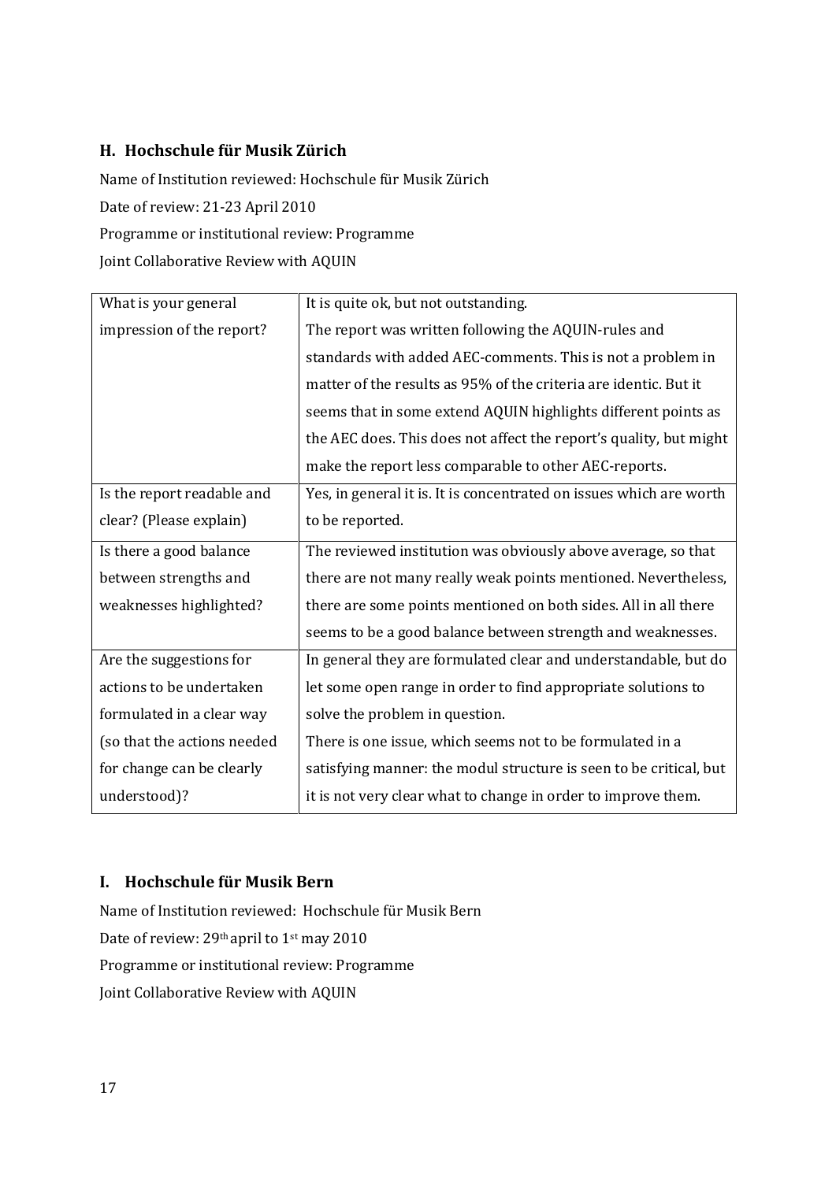## H. Hochschule für Musik Zürich

Name of Institution reviewed: Hochschule für Musik Zürich

Date of review: 21-23 April 2010

Programme or institutional review: Programme

Joint Collaborative Review with AQUIN

| What is your general impression of the report? | It is quite ok, but not outstanding. The report was written following the AQUIN-rules and standards with added AEC-comments. This is not a problem in matter of the results as 95% of the criteria are identic. But it seems that in some extend AQUIN highlights different points as the AEC does. This does not affect the report's quality, but might make the report less comparable to other AEC-reports. |
|---|---|
| Is the report readable and clear? (Please explain) | Yes, in general it is. It is concentrated on issues which are worth to be reported. |
| Is there a good balance between strengths and weaknesses highlighted? | The reviewed institution was obviously above average, so that there are not many really weak points mentioned. Nevertheless, there are some points mentioned on both sides. All in all there seems to be a good balance between strength and weaknesses. |
| Are the suggestions for actions to be undertaken formulated in a clear way (so that the actions needed for change can be clearly understood)? | In general they are formulated clear and understandable, but do let some open range in order to find appropriate solutions to solve the problem in question. There is one issue, which seems not to be formulated in a satisfying manner: the modul structure is seen to be critical, but it is not very clear what to change in order to improve them. |

## I. Hochschule für Musik Bern

Name of Institution reviewed: Hochschule für Musik Bern

Date of review: 29th april to 1st may 2010

Programme or institutional review: Programme

Joint Collaborative Review with AQUIN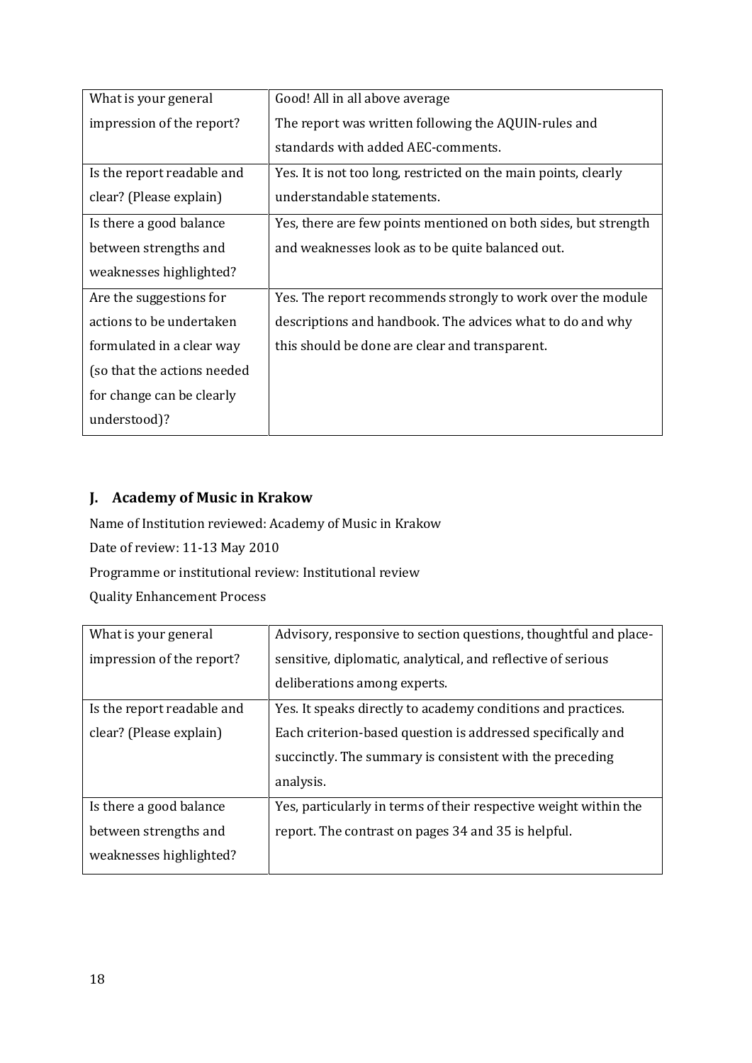| What is your general impression of the report? | Good! All in all above average<br>The report was written following the AQUIN-rules and standards with added AEC-comments. |
|---|---|
| Is the report readable and clear? (Please explain) | Yes. It is not too long, restricted on the main points, clearly understandable statements. |
| Is there a good balance between strengths and weaknesses highlighted? | Yes, there are few points mentioned on both sides, but strength and weaknesses look as to be quite balanced out. |
| Are the suggestions for actions to be undertaken formulated in a clear way (so that the actions needed for change can be clearly understood)? | Yes. The report recommends strongly to work over the module descriptions and handbook. The advices what to do and why this should be done are clear and transparent. |

## J. Academy of Music in Krakow

Name of Institution reviewed: Academy of Music in Krakow

Date of review: 11-13 May 2010

Programme or institutional review: Institutional review

Quality Enhancement Process

| What is your general impression of the report? | Advisory, responsive to section questions, thoughtful and place-sensitive, diplomatic, analytical, and reflective of serious deliberations among experts. |
|---|---|
| Is the report readable and clear? (Please explain) | Yes. It speaks directly to academy conditions and practices. Each criterion-based question is addressed specifically and succinctly. The summary is consistent with the preceding analysis. |
| Is there a good balance between strengths and weaknesses highlighted? | Yes, particularly in terms of their respective weight within the report. The contrast on pages 34 and 35 is helpful. |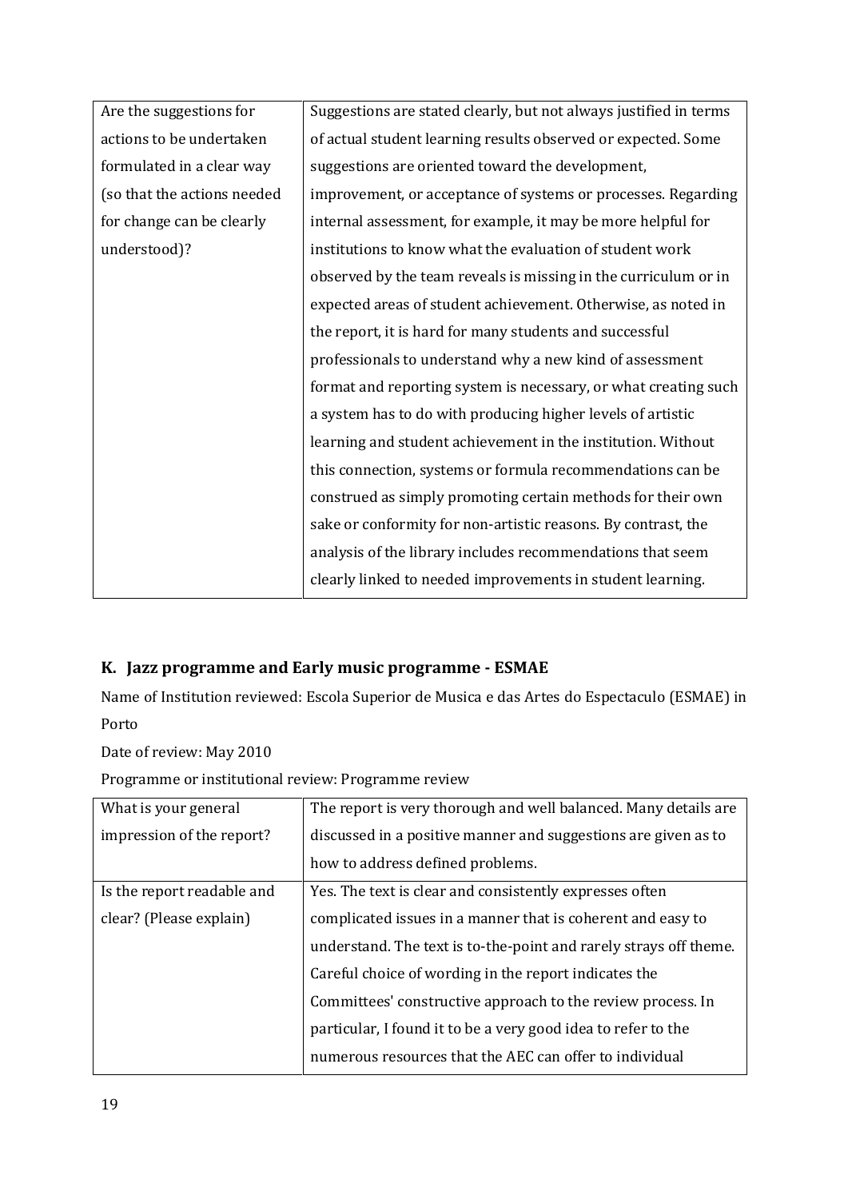| | |
|---|---|
| Are the suggestions for actions to be undertaken formulated in a clear way (so that the actions needed for change can be clearly understood)? | Suggestions are stated clearly, but not always justified in terms of actual student learning results observed or expected. Some suggestions are oriented toward the development, improvement, or acceptance of systems or processes. Regarding internal assessment, for example, it may be more helpful for institutions to know what the evaluation of student work observed by the team reveals is missing in the curriculum or in expected areas of student achievement. Otherwise, as noted in the report, it is hard for many students and successful professionals to understand why a new kind of assessment format and reporting system is necessary, or what creating such a system has to do with producing higher levels of artistic learning and student achievement in the institution. Without this connection, systems or formula recommendations can be construed as simply promoting certain methods for their own sake or conformity for non-artistic reasons. By contrast, the analysis of the library includes recommendations that seem clearly linked to needed improvements in student learning. |

## K. Jazz programme and Early music programme - ESMAE

Name of Institution reviewed: Escola Superior de Musica e das Artes do Espectaculo (ESMAE) in Porto

Date of review: May 2010

Programme or institutional review: Programme review

| | |
|---|---|
| What is your general impression of the report? | The report is very thorough and well balanced. Many details are discussed in a positive manner and suggestions are given as to how to address defined problems. |
| Is the report readable and clear? (Please explain) | Yes. The text is clear and consistently expresses often complicated issues in a manner that is coherent and easy to understand. The text is to-the-point and rarely strays off theme. Careful choice of wording in the report indicates the Committees' constructive approach to the review process. In particular, I found it to be a very good idea to refer to the numerous resources that the AEC can offer to individual |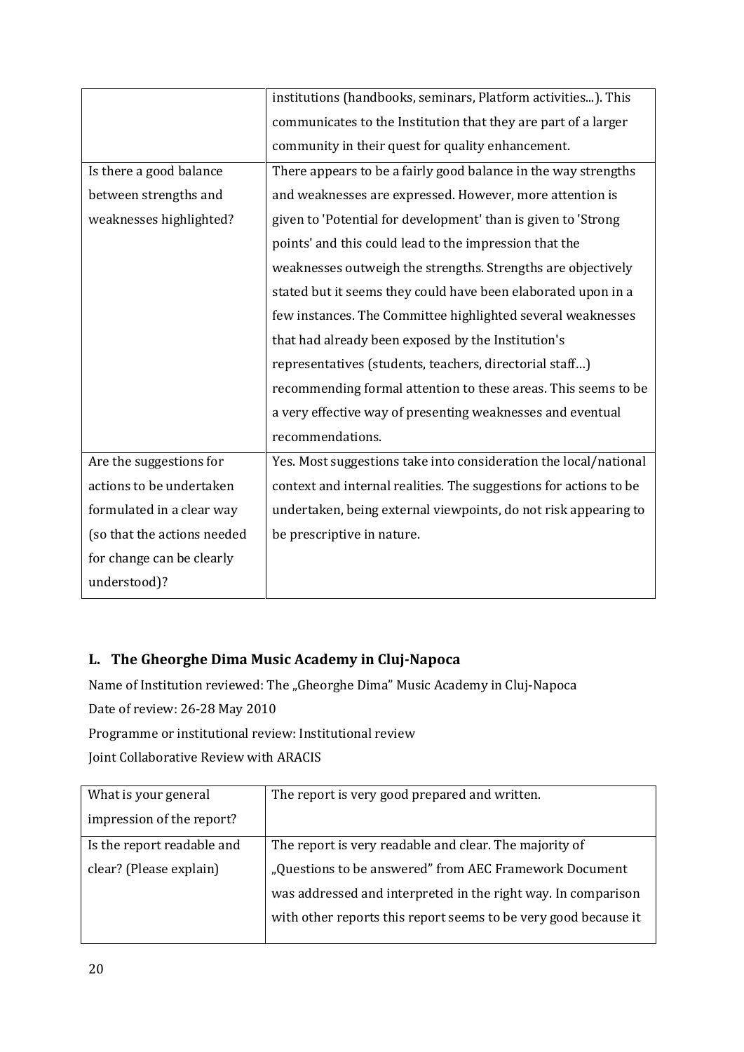|  |  |
|---|---|
|  | institutions (handbooks, seminars, Platform activities...). This communicates to the Institution that they are part of a larger community in their quest for quality enhancement. |
| Is there a good balance between strengths and weaknesses highlighted? | There appears to be a fairly good balance in the way strengths and weaknesses are expressed. However, more attention is given to 'Potential for development' than is given to 'Strong points' and this could lead to the impression that the weaknesses outweigh the strengths. Strengths are objectively stated but it seems they could have been elaborated upon in a few instances. The Committee highlighted several weaknesses that had already been exposed by the Institution's representatives (students, teachers, directorial staff…) recommending formal attention to these areas. This seems to be a very effective way of presenting weaknesses and eventual recommendations. |
| Are the suggestions for actions to be undertaken formulated in a clear way (so that the actions needed for change can be clearly understood)? | Yes. Most suggestions take into consideration the local/national context and internal realities. The suggestions for actions to be undertaken, being external viewpoints, do not risk appearing to be prescriptive in nature. |

## L. The Gheorghe Dima Music Academy in Cluj-Napoca

Name of Institution reviewed: The „Gheorghe Dima" Music Academy in Cluj-Napoca

Date of review: 26-28 May 2010

Programme or institutional review: Institutional review

Joint Collaborative Review with ARACIS

|  |  |
|---|---|
| What is your general impression of the report? | The report is very good prepared and written. |
| Is the report readable and clear? (Please explain) | The report is very readable and clear. The majority of „Questions to be answered" from AEC Framework Document was addressed and interpreted in the right way. In comparison with other reports this report seems to be very good because it |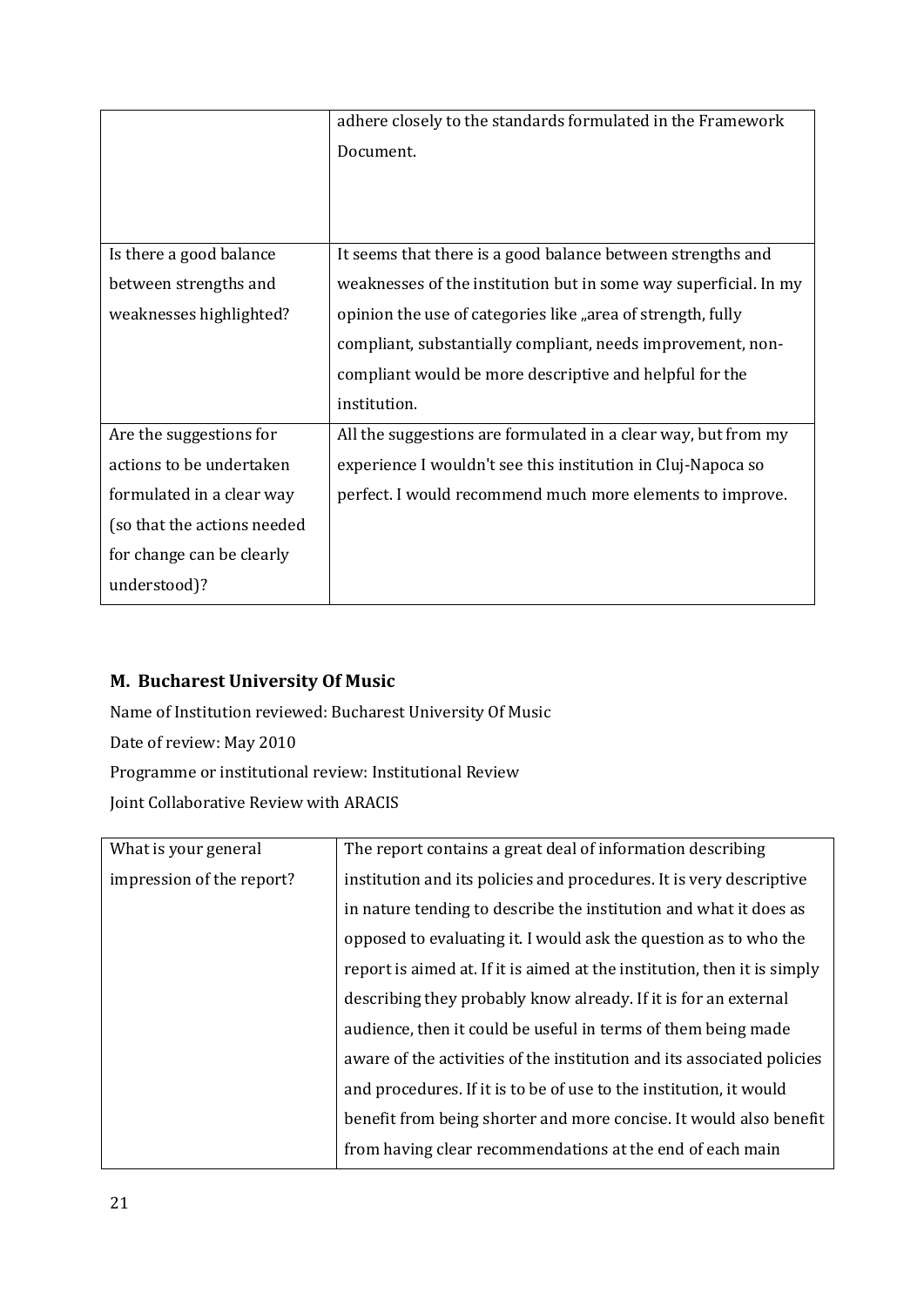| | |
|---|---|
| | adhere closely to the standards formulated in the Framework Document. |
| Is there a good balance between strengths and weaknesses highlighted? | It seems that there is a good balance between strengths and weaknesses of the institution but in some way superficial. In my opinion the use of categories like „area of strength, fully compliant, substantially compliant, needs improvement, non-compliant would be more descriptive and helpful for the institution. |
| Are the suggestions for actions to be undertaken formulated in a clear way (so that the actions needed for change can be clearly understood)? | All the suggestions are formulated in a clear way, but from my experience I wouldn't see this institution in Cluj-Napoca so perfect. I would recommend much more elements to improve. |

## M. Bucharest University Of Music

Name of Institution reviewed: Bucharest University Of Music

Date of review: May 2010

Programme or institutional review: Institutional Review

Joint Collaborative Review with ARACIS

| | |
|---|---|
| What is your general impression of the report? | The report contains a great deal of information describing institution and its policies and procedures. It is very descriptive in nature tending to describe the institution and what it does as opposed to evaluating it. I would ask the question as to who the report is aimed at. If it is aimed at the institution, then it is simply describing they probably know already. If it is for an external audience, then it could be useful in terms of them being made aware of the activities of the institution and its associated policies and procedures. If it is to be of use to the institution, it would benefit from being shorter and more concise. It would also benefit from having clear recommendations at the end of each main |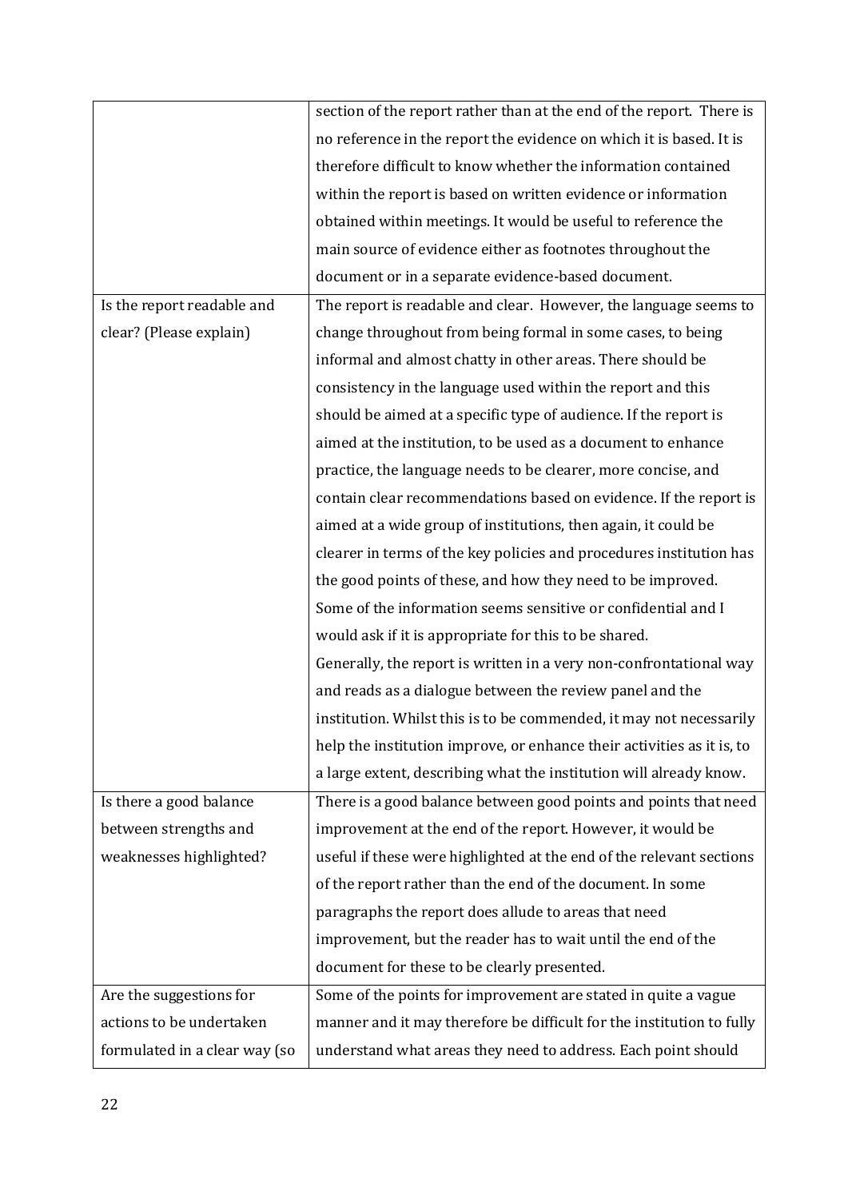| | |
|---|---|
| | section of the report rather than at the end of the report. There is no reference in the report the evidence on which it is based. It is therefore difficult to know whether the information contained within the report is based on written evidence or information obtained within meetings. It would be useful to reference the main source of evidence either as footnotes throughout the document or in a separate evidence-based document. |
| Is the report readable and clear? (Please explain) | The report is readable and clear. However, the language seems to change throughout from being formal in some cases, to being informal and almost chatty in other areas. There should be consistency in the language used within the report and this should be aimed at a specific type of audience. If the report is aimed at the institution, to be used as a document to enhance practice, the language needs to be clearer, more concise, and contain clear recommendations based on evidence. If the report is aimed at a wide group of institutions, then again, it could be clearer in terms of the key policies and procedures institution has the good points of these, and how they need to be improved. Some of the information seems sensitive or confidential and I would ask if it is appropriate for this to be shared. Generally, the report is written in a very non-confrontational way and reads as a dialogue between the review panel and the institution. Whilst this is to be commended, it may not necessarily help the institution improve, or enhance their activities as it is, to a large extent, describing what the institution will already know. |
| Is there a good balance between strengths and weaknesses highlighted? | There is a good balance between good points and points that need improvement at the end of the report. However, it would be useful if these were highlighted at the end of the relevant sections of the report rather than the end of the document. In some paragraphs the report does allude to areas that need improvement, but the reader has to wait until the end of the document for these to be clearly presented. |
| Are the suggestions for actions to be undertaken formulated in a clear way (so | Some of the points for improvement are stated in quite a vague manner and it may therefore be difficult for the institution to fully understand what areas they need to address. Each point should |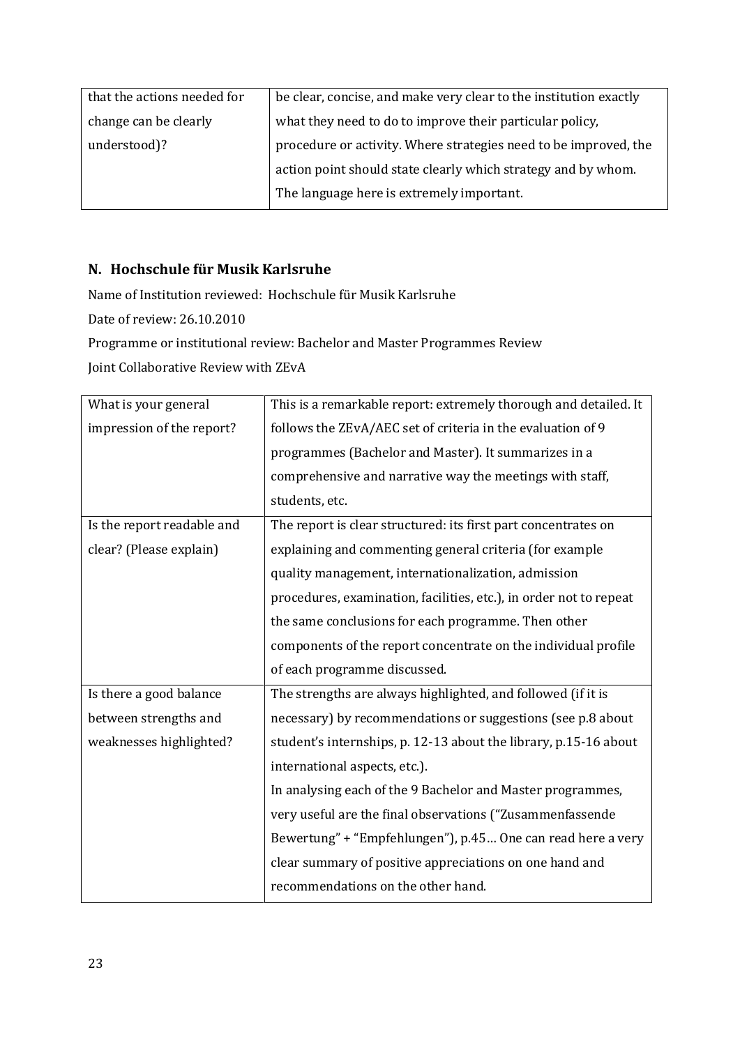| that the actions needed for change can be clearly understood)? | be clear, concise, and make very clear to the institution exactly what they need to do to improve their particular policy, procedure or activity. Where strategies need to be improved, the action point should state clearly which strategy and by whom. The language here is extremely important. |
|---|---|

## N. Hochschule für Musik Karlsruhe

Name of Institution reviewed: Hochschule für Musik Karlsruhe

Date of review: 26.10.2010

Programme or institutional review: Bachelor and Master Programmes Review

Joint Collaborative Review with ZEvA

| What is your general impression of the report? | This is a remarkable report: extremely thorough and detailed. It follows the ZEvA/AEC set of criteria in the evaluation of 9 programmes (Bachelor and Master). It summarizes in a comprehensive and narrative way the meetings with staff, students, etc. |
|---|---|
| Is the report readable and clear? (Please explain) | The report is clear structured: its first part concentrates on explaining and commenting general criteria (for example quality management, internationalization, admission procedures, examination, facilities, etc.), in order not to repeat the same conclusions for each programme. Then other components of the report concentrate on the individual profile of each programme discussed. |
| Is there a good balance between strengths and weaknesses highlighted? | The strengths are always highlighted, and followed (if it is necessary) by recommendations or suggestions (see p.8 about student's internships, p. 12-13 about the library, p.15-16 about international aspects, etc.).<br>In analysing each of the 9 Bachelor and Master programmes, very useful are the final observations ("Zusammenfassende Bewertung" + "Empfehlungen"), p.45… One can read here a very clear summary of positive appreciations on one hand and recommendations on the other hand. |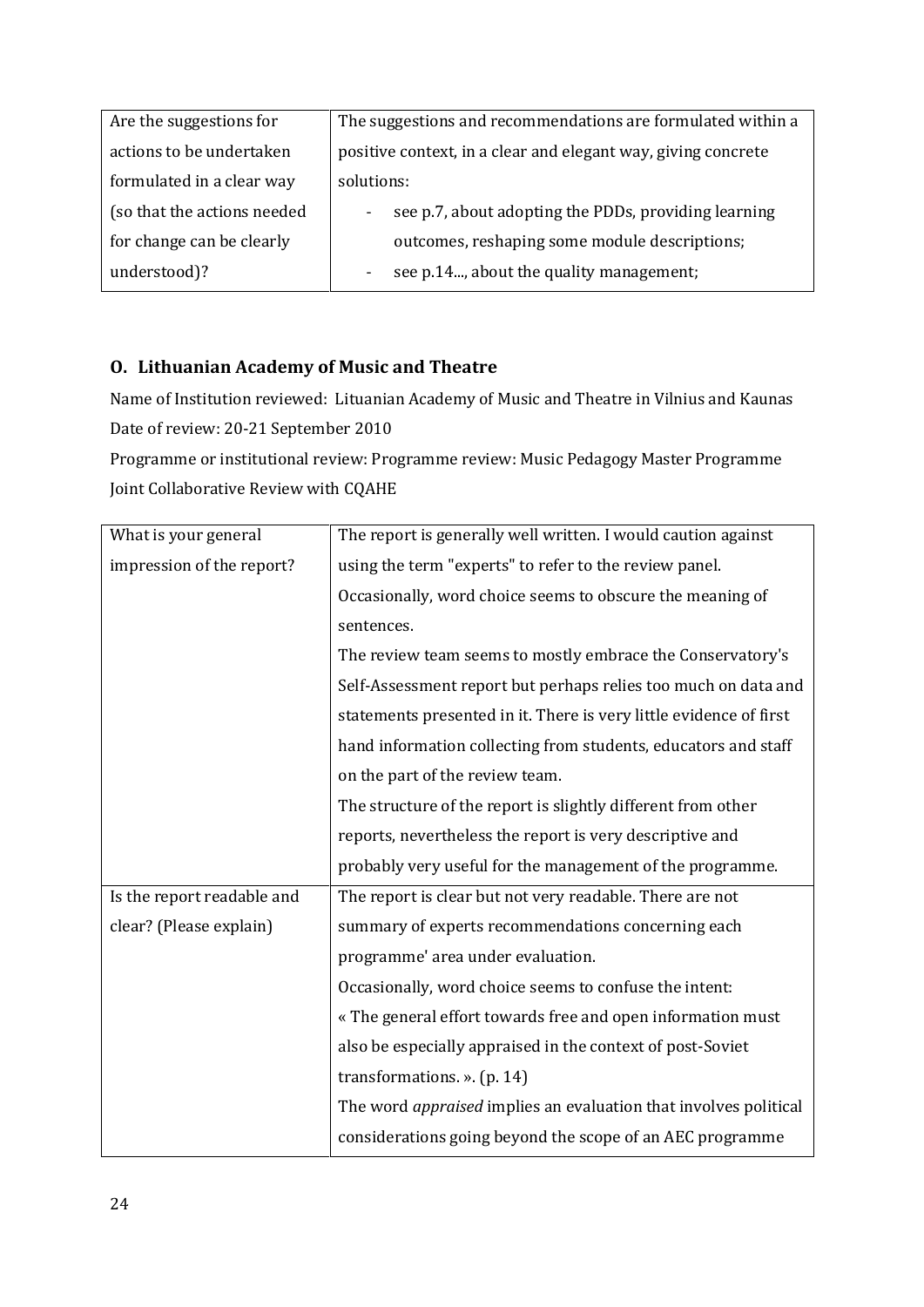| Are the suggestions for actions to be undertaken formulated in a clear way (so that the actions needed for change can be clearly understood)? | The suggestions and recommendations are formulated within a positive context, in a clear and elegant way, giving concrete solutions:<br>- see p.7, about adopting the PDDs, providing learning outcomes, reshaping some module descriptions;<br>- see p.14..., about the quality management; |
|---|---|

## O. Lithuanian Academy of Music and Theatre

Name of Institution reviewed: Lituanian Academy of Music and Theatre in Vilnius and Kaunas

Date of review: 20-21 September 2010

Programme or institutional review: Programme review: Music Pedagogy Master Programme

Joint Collaborative Review with CQAHE

| What is your general impression of the report? | The report is generally well written. I would caution against using the term "experts" to refer to the review panel.<br>Occasionally, word choice seems to obscure the meaning of sentences.<br>The review team seems to mostly embrace the Conservatory's Self-Assessment report but perhaps relies too much on data and statements presented in it. There is very little evidence of first hand information collecting from students, educators and staff on the part of the review team.<br>The structure of the report is slightly different from other reports, nevertheless the report is very descriptive and probably very useful for the management of the programme. |
|---|---|
| Is the report readable and clear? (Please explain) | The report is clear but not very readable. There are not summary of experts recommendations concerning each programme' area under evaluation.<br>Occasionally, word choice seems to confuse the intent:<br>« The general effort towards free and open information must also be especially appraised in the context of post-Soviet transformations. ». (p. 14)<br>The word *appraised* implies an evaluation that involves political considerations going beyond the scope of an AEC programme |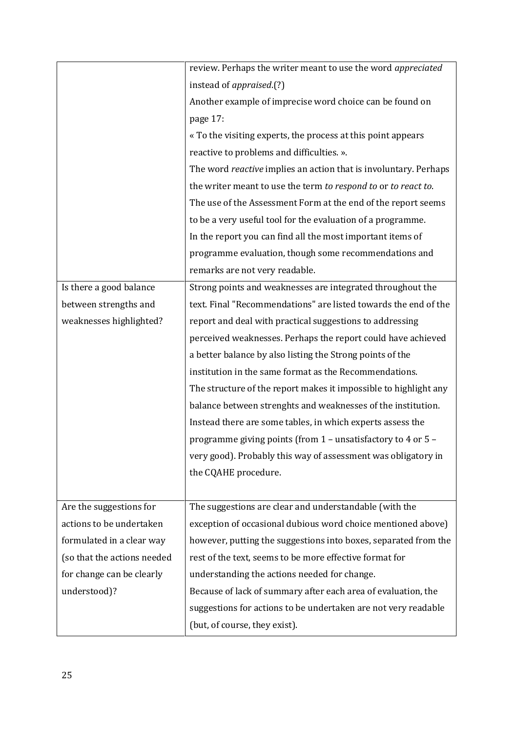| | |
|---|---|
| | review. Perhaps the writer meant to use the word *appreciated* instead of *appraised*.(?)<br>Another example of imprecise word choice can be found on page 17:<br>« To the visiting experts, the process at this point appears reactive to problems and difficulties. ».<br>The word *reactive* implies an action that is involuntary. Perhaps the writer meant to use the term *to respond to* or *to react to*.<br>The use of the Assessment Form at the end of the report seems to be a very useful tool for the evaluation of a programme.<br>In the report you can find all the most important items of programme evaluation, though some recommendations and remarks are not very readable. |
| Is there a good balance between strengths and weaknesses highlighted? | Strong points and weaknesses are integrated throughout the text. Final "Recommendations" are listed towards the end of the report and deal with practical suggestions to addressing perceived weaknesses. Perhaps the report could have achieved a better balance by also listing the Strong points of the institution in the same format as the Recommendations.<br>The structure of the report makes it impossible to highlight any balance between strenghts and weaknesses of the institution. Instead there are some tables, in which experts assess the programme giving points (from 1 – unsatisfactory to 4 or 5 – very good). Probably this way of assessment was obligatory in the CQAHE procedure. |
| Are the suggestions for actions to be undertaken formulated in a clear way (so that the actions needed for change can be clearly understood)? | The suggestions are clear and understandable (with the exception of occasional dubious word choice mentioned above) however, putting the suggestions into boxes, separated from the rest of the text, seems to be more effective format for understanding the actions needed for change.<br>Because of lack of summary after each area of evaluation, the suggestions for actions to be undertaken are not very readable (but, of course, they exist). |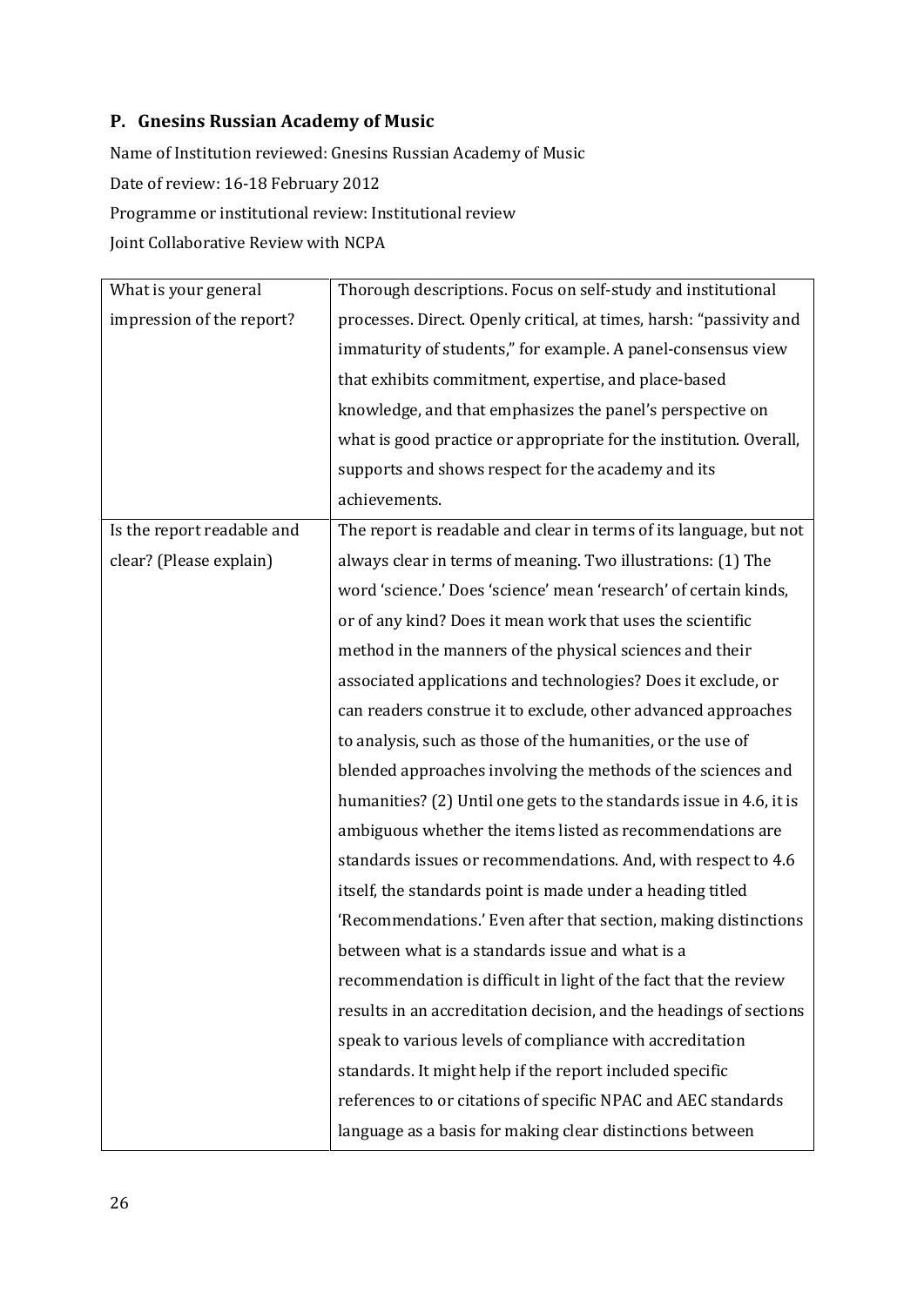## P. Gnesins Russian Academy of Music

Name of Institution reviewed: Gnesins Russian Academy of Music

Date of review: 16-18 February 2012

Programme or institutional review: Institutional review

Joint Collaborative Review with NCPA

| What is your general impression of the report? | Thorough descriptions. Focus on self-study and institutional processes. Direct. Openly critical, at times, harsh: "passivity and immaturity of students," for example. A panel-consensus view that exhibits commitment, expertise, and place-based knowledge, and that emphasizes the panel's perspective on what is good practice or appropriate for the institution. Overall, supports and shows respect for the academy and its achievements. |
|---|---|
| Is the report readable and clear? (Please explain) | The report is readable and clear in terms of its language, but not always clear in terms of meaning. Two illustrations: (1) The word 'science.' Does 'science' mean 'research' of certain kinds, or of any kind? Does it mean work that uses the scientific method in the manners of the physical sciences and their associated applications and technologies? Does it exclude, or can readers construe it to exclude, other advanced approaches to analysis, such as those of the humanities, or the use of blended approaches involving the methods of the sciences and humanities? (2) Until one gets to the standards issue in 4.6, it is ambiguous whether the items listed as recommendations are standards issues or recommendations. And, with respect to 4.6 itself, the standards point is made under a heading titled 'Recommendations.' Even after that section, making distinctions between what is a standards issue and what is a recommendation is difficult in light of the fact that the review results in an accreditation decision, and the headings of sections speak to various levels of compliance with accreditation standards. It might help if the report included specific references to or citations of specific NPAC and AEC standards language as a basis for making clear distinctions between |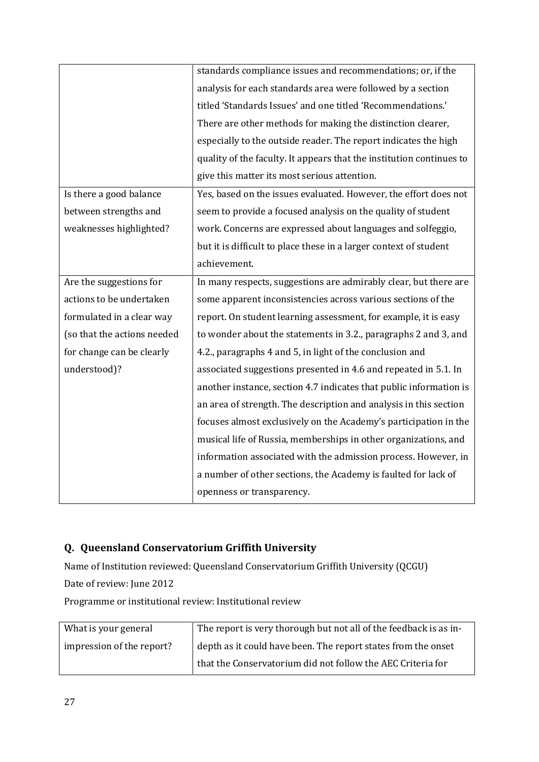| | |
|---|---|
| | standards compliance issues and recommendations; or, if the analysis for each standards area were followed by a section titled 'Standards Issues' and one titled 'Recommendations.' There are other methods for making the distinction clearer, especially to the outside reader. The report indicates the high quality of the faculty. It appears that the institution continues to give this matter its most serious attention. |
| Is there a good balance between strengths and weaknesses highlighted? | Yes, based on the issues evaluated. However, the effort does not seem to provide a focused analysis on the quality of student work. Concerns are expressed about languages and solfeggio, but it is difficult to place these in a larger context of student achievement. |
| Are the suggestions for actions to be undertaken formulated in a clear way (so that the actions needed for change can be clearly understood)? | In many respects, suggestions are admirably clear, but there are some apparent inconsistencies across various sections of the report. On student learning assessment, for example, it is easy to wonder about the statements in 3.2., paragraphs 2 and 3, and 4.2., paragraphs 4 and 5, in light of the conclusion and associated suggestions presented in 4.6 and repeated in 5.1. In another instance, section 4.7 indicates that public information is an area of strength. The description and analysis in this section focuses almost exclusively on the Academy's participation in the musical life of Russia, memberships in other organizations, and information associated with the admission process. However, in a number of other sections, the Academy is faulted for lack of openness or transparency. |

## Q. Queensland Conservatorium Griffith University

Name of Institution reviewed: Queensland Conservatorium Griffith University (QCGU)

Date of review: June 2012

Programme or institutional review: Institutional review

| | |
|---|---|
| What is your general impression of the report? | The report is very thorough but not all of the feedback is as in-depth as it could have been. The report states from the onset that the Conservatorium did not follow the AEC Criteria for |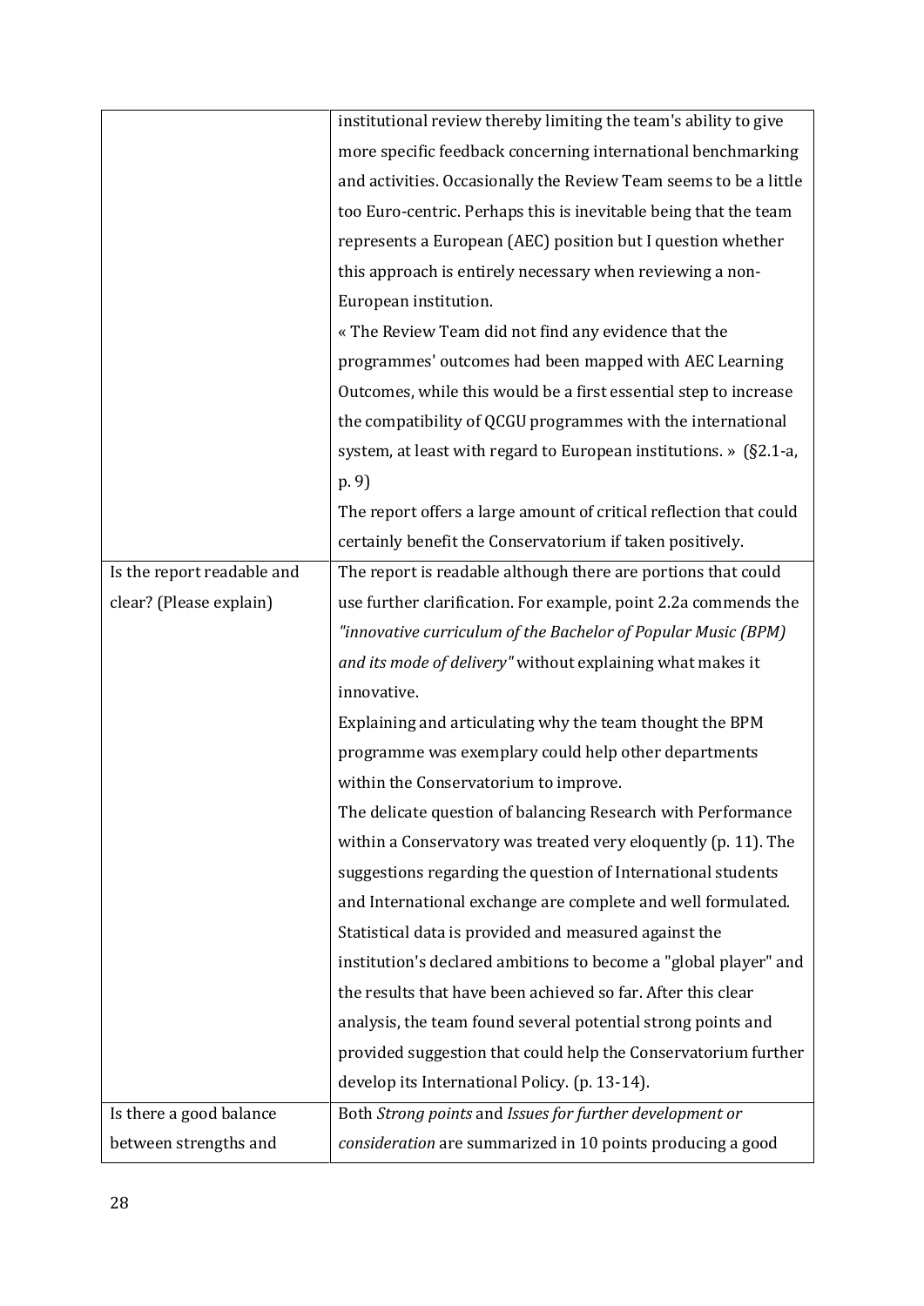| | |
|---|---|
| | institutional review thereby limiting the team's ability to give more specific feedback concerning international benchmarking and activities. Occasionally the Review Team seems to be a little too Euro-centric. Perhaps this is inevitable being that the team represents a European (AEC) position but I question whether this approach is entirely necessary when reviewing a non-European institution.<br>« The Review Team did not find any evidence that the programmes' outcomes had been mapped with AEC Learning Outcomes, while this would be a first essential step to increase the compatibility of QCGU programmes with the international system, at least with regard to European institutions. » (§2.1-a, p. 9)<br>The report offers a large amount of critical reflection that could certainly benefit the Conservatorium if taken positively. |
| Is the report readable and clear? (Please explain) | The report is readable although there are portions that could use further clarification. For example, point 2.2a commends the *"innovative curriculum of the Bachelor of Popular Music (BPM) and its mode of delivery"* without explaining what makes it innovative.<br>Explaining and articulating why the team thought the BPM programme was exemplary could help other departments within the Conservatorium to improve.<br>The delicate question of balancing Research with Performance within a Conservatory was treated very eloquently (p. 11). The suggestions regarding the question of International students and International exchange are complete and well formulated. Statistical data is provided and measured against the institution's declared ambitions to become a "global player" and the results that have been achieved so far. After this clear analysis, the team found several potential strong points and provided suggestion that could help the Conservatorium further develop its International Policy. (p. 13-14). |
| Is there a good balance between strengths and | Both *Strong points* and *Issues for further development or consideration* are summarized in 10 points producing a good |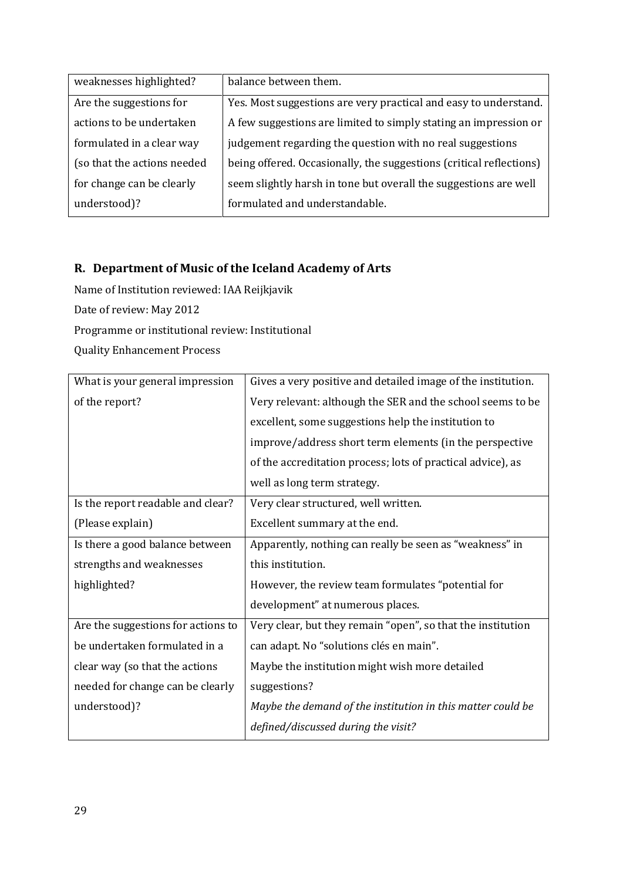| weaknesses highlighted? | balance between them. |
|---|---|
| Are the suggestions for actions to be undertaken formulated in a clear way (so that the actions needed for change can be clearly understood)? | Yes. Most suggestions are very practical and easy to understand. A few suggestions are limited to simply stating an impression or judgement regarding the question with no real suggestions being offered. Occasionally, the suggestions (critical reflections) seem slightly harsh in tone but overall the suggestions are well formulated and understandable. |

## R. Department of Music of the Iceland Academy of Arts

Name of Institution reviewed: IAA Reijkjavik

Date of review: May 2012

Programme or institutional review: Institutional

Quality Enhancement Process

| What is your general impression of the report? | Gives a very positive and detailed image of the institution. Very relevant: although the SER and the school seems to be excellent, some suggestions help the institution to improve/address short term elements (in the perspective of the accreditation process; lots of practical advice), as well as long term strategy. |
|---|---|
| Is the report readable and clear? (Please explain) | Very clear structured, well written. Excellent summary at the end. |
| Is there a good balance between strengths and weaknesses highlighted? | Apparently, nothing can really be seen as "weakness" in this institution. However, the review team formulates "potential for development" at numerous places. |
| Are the suggestions for actions to be undertaken formulated in a clear way (so that the actions needed for change can be clearly understood)? | Very clear, but they remain "open", so that the institution can adapt. No "solutions clés en main". Maybe the institution might wish more detailed suggestions? *Maybe the demand of the institution in this matter could be defined/discussed during the visit?* |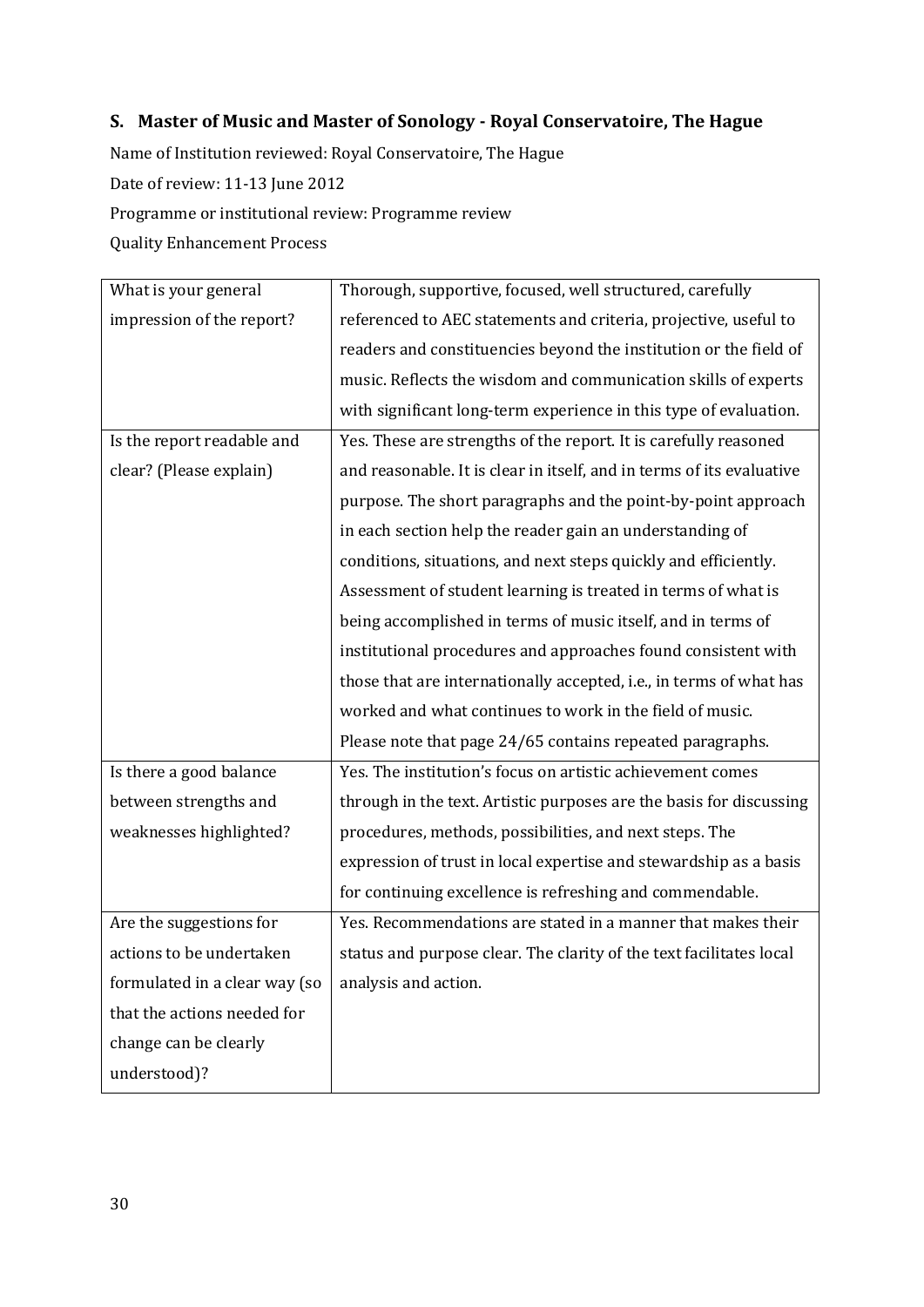## S. Master of Music and Master of Sonology - Royal Conservatoire, The Hague

Name of Institution reviewed: Royal Conservatoire, The Hague

Date of review: 11-13 June 2012

Programme or institutional review: Programme review

Quality Enhancement Process

| | |
|---|---|
| What is your general impression of the report? | Thorough, supportive, focused, well structured, carefully referenced to AEC statements and criteria, projective, useful to readers and constituencies beyond the institution or the field of music. Reflects the wisdom and communication skills of experts with significant long-term experience in this type of evaluation. |
| Is the report readable and clear? (Please explain) | Yes. These are strengths of the report. It is carefully reasoned and reasonable. It is clear in itself, and in terms of its evaluative purpose. The short paragraphs and the point-by-point approach in each section help the reader gain an understanding of conditions, situations, and next steps quickly and efficiently. Assessment of student learning is treated in terms of what is being accomplished in terms of music itself, and in terms of institutional procedures and approaches found consistent with those that are internationally accepted, i.e., in terms of what has worked and what continues to work in the field of music. Please note that page 24/65 contains repeated paragraphs. |
| Is there a good balance between strengths and weaknesses highlighted? | Yes. The institution's focus on artistic achievement comes through in the text. Artistic purposes are the basis for discussing procedures, methods, possibilities, and next steps. The expression of trust in local expertise and stewardship as a basis for continuing excellence is refreshing and commendable. |
| Are the suggestions for actions to be undertaken formulated in a clear way (so that the actions needed for change can be clearly understood)? | Yes. Recommendations are stated in a manner that makes their status and purpose clear. The clarity of the text facilitates local analysis and action. |